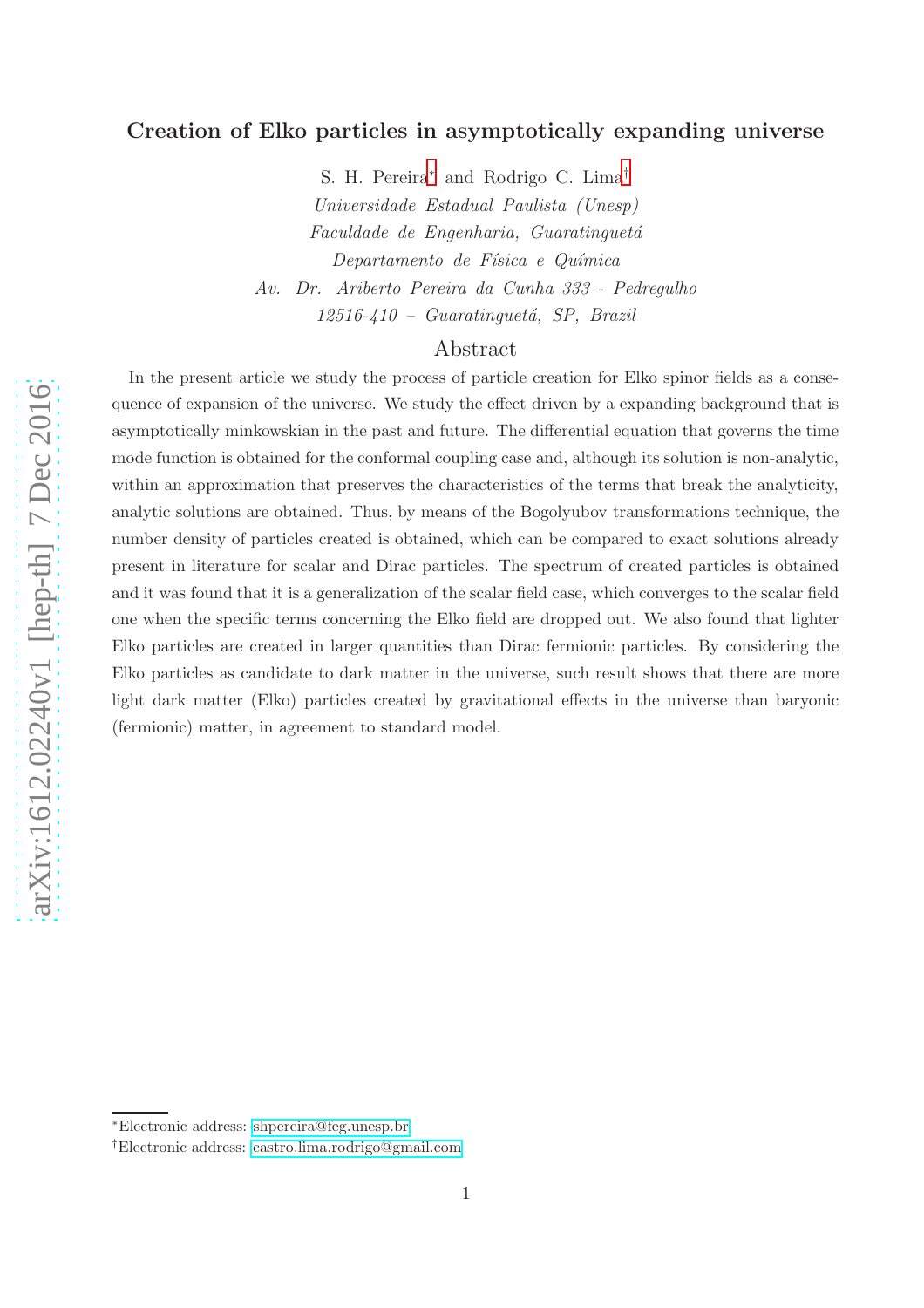# Creation of Elko particles in asymptotically expanding universe

S. H. Pereira[*] and Rodrigo C. Lima[†]

*Universidade Estadual Paulista (Unesp)*
*Faculdade de Engenharia, Guaratinguetá*
*Departamento de Física e Química*
*Av. Dr. Ariberto Pereira da Cunha 333 - Pedregulho*
*12516-410 – Guaratinguetá, SP, Brazil*

## Abstract

In the present article we study the process of particle creation for Elko spinor fields as a consequence of expansion of the universe. We study the effect driven by a expanding background that is asymptotically minkowskian in the past and future. The differential equation that governs the time mode function is obtained for the conformal coupling case and, although its solution is non-analytic, within an approximation that preserves the characteristics of the terms that break the analyticity, analytic solutions are obtained. Thus, by means of the Bogolyubov transformations technique, the number density of particles created is obtained, which can be compared to exact solutions already present in literature for scalar and Dirac particles. The spectrum of created particles is obtained and it was found that it is a generalization of the scalar field case, which converges to the scalar field one when the specific terms concerning the Elko field are dropped out. We also found that lighter Elko particles are created in larger quantities than Dirac fermionic particles. By considering the Elko particles as candidate to dark matter in the universe, such result shows that there are more light dark matter (Elko) particles created by gravitational effects in the universe than baryonic (fermionic) matter, in agreement to standard model.

---

[*] Electronic address: shpereira@feg.unesp.br

[†] Electronic address: castro.lima.rodrigo@gmail.com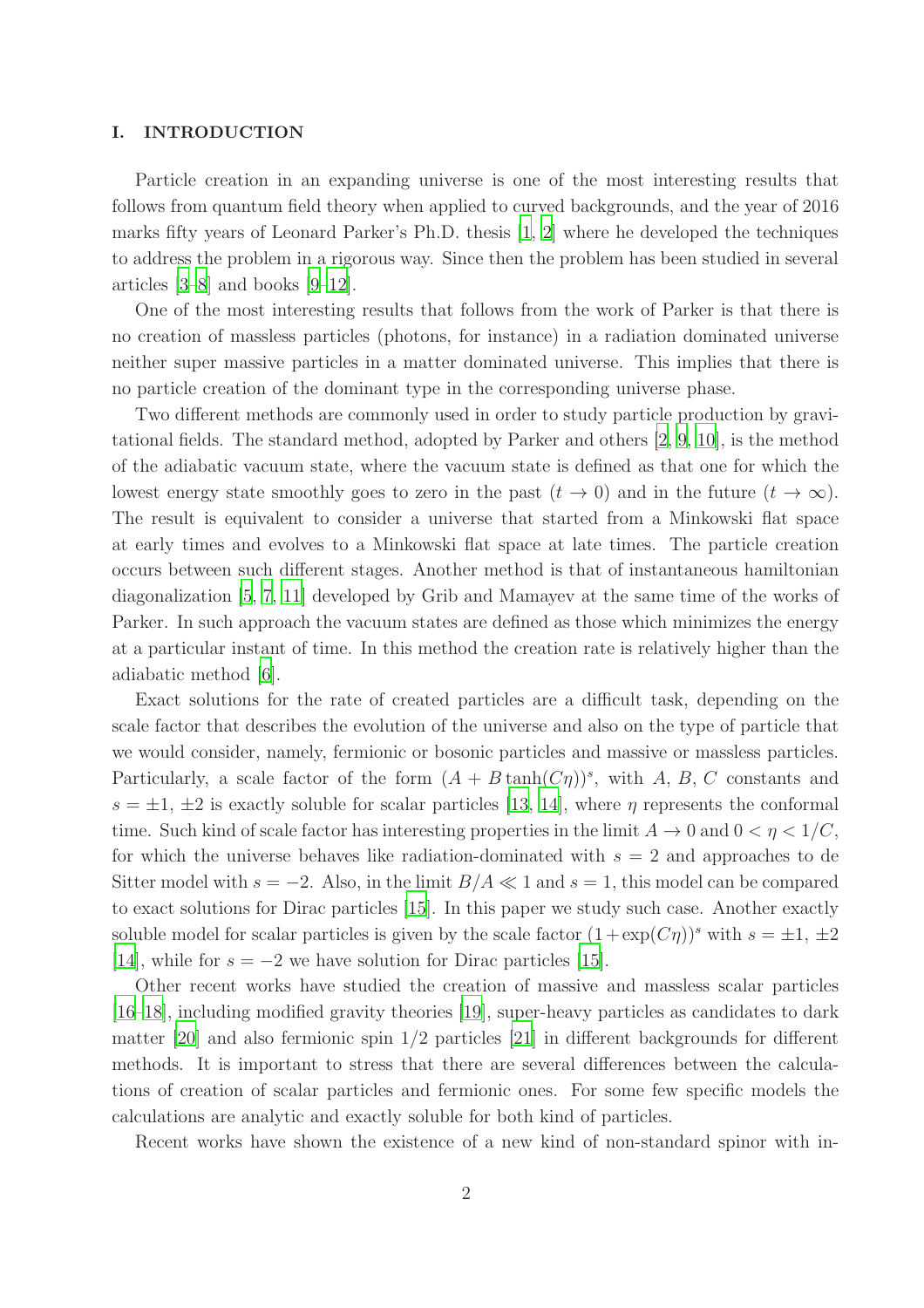## I. INTRODUCTION

Particle creation in an expanding universe is one of the most interesting results that follows from quantum field theory when applied to curved backgrounds, and the year of 2016 marks fifty years of Leonard Parker's Ph.D. thesis [1, 2] where he developed the techniques to address the problem in a rigorous way. Since then the problem has been studied in several articles [3–8] and books [9–12].

One of the most interesting results that follows from the work of Parker is that there is no creation of massless particles (photons, for instance) in a radiation dominated universe neither super massive particles in a matter dominated universe. This implies that there is no particle creation of the dominant type in the corresponding universe phase.

Two different methods are commonly used in order to study particle production by gravitational fields. The standard method, adopted by Parker and others [2, 9, 10], is the method of the adiabatic vacuum state, where the vacuum state is defined as that one for which the lowest energy state smoothly goes to zero in the past ($t \to 0$) and in the future ($t \to \infty$). The result is equivalent to consider a universe that started from a Minkowski flat space at early times and evolves to a Minkowski flat space at late times. The particle creation occurs between such different stages. Another method is that of instantaneous hamiltonian diagonalization [5, 7, 11] developed by Grib and Mamayev at the same time of the works of Parker. In such approach the vacuum states are defined as those which minimizes the energy at a particular instant of time. In this method the creation rate is relatively higher than the adiabatic method [6].

Exact solutions for the rate of created particles are a difficult task, depending on the scale factor that describes the evolution of the universe and also on the type of particle that we would consider, namely, fermionic or bosonic particles and massive or massless particles. Particularly, a scale factor of the form $(A + B\tanh(C\eta))^s$, with $A$, $B$, $C$ constants and $s = \pm1, \pm2$ is exactly soluble for scalar particles [13, 14], where $\eta$ represents the conformal time. Such kind of scale factor has interesting properties in the limit $A \to 0$ and $0 < \eta < 1/C$, for which the universe behaves like radiation-dominated with $s = 2$ and approaches to de Sitter model with $s = -2$. Also, in the limit $B/A \ll 1$ and $s = 1$, this model can be compared to exact solutions for Dirac particles [15]. In this paper we study such case. Another exactly soluble model for scalar particles is given by the scale factor $(1 + \exp(C\eta))^s$ with $s = \pm1, \pm2$ [14], while for $s = -2$ we have solution for Dirac particles [15].

Other recent works have studied the creation of massive and massless scalar particles [16–18], including modified gravity theories [19], super-heavy particles as candidates to dark matter [20] and also fermionic spin 1/2 particles [21] in different backgrounds for different methods. It is important to stress that there are several differences between the calculations of creation of scalar particles and fermionic ones. For some few specific models the calculations are analytic and exactly soluble for both kind of particles.

Recent works have shown the existence of a new kind of non-standard spinor with in-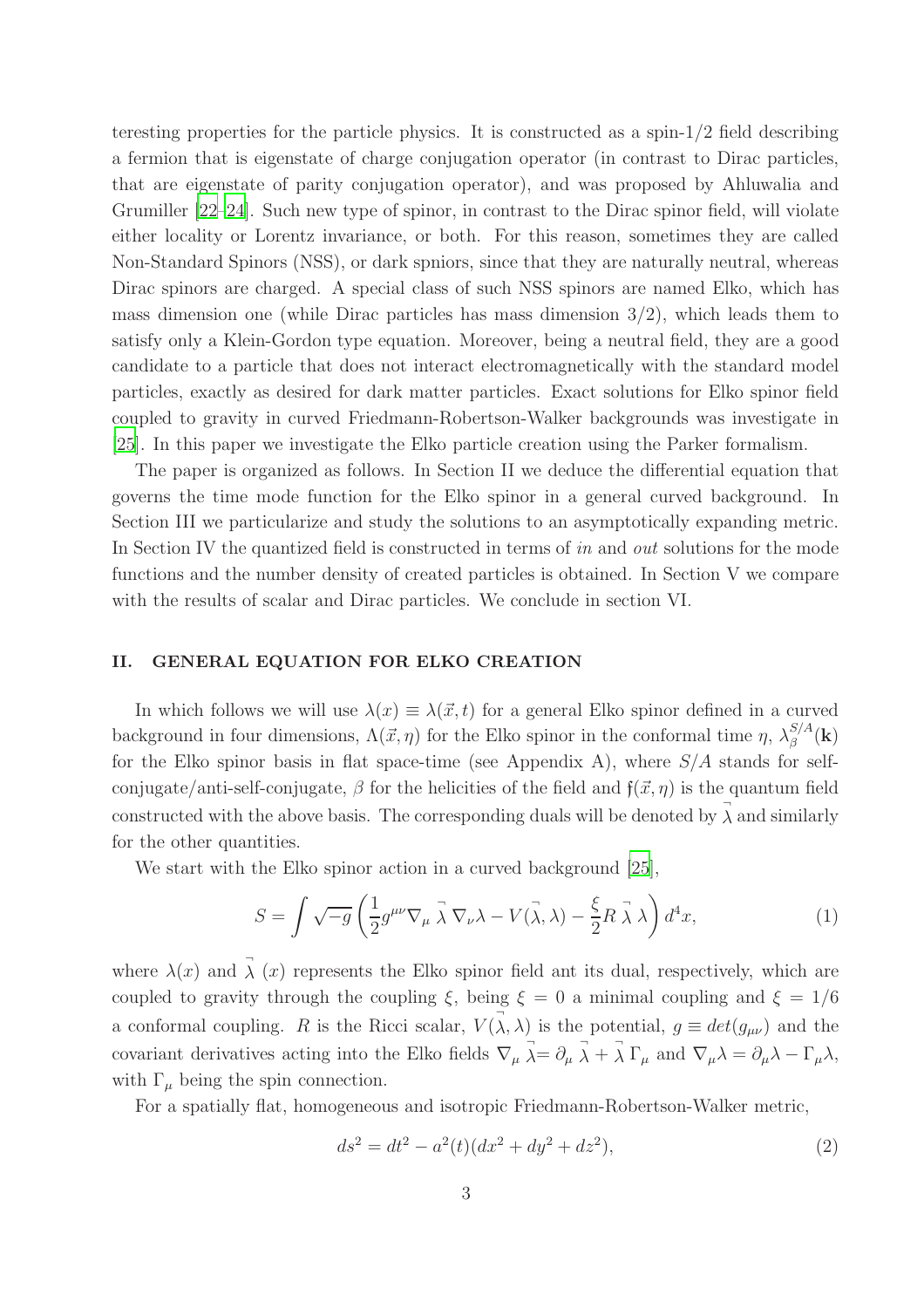teresting properties for the particle physics. It is constructed as a spin-1/2 field describing a fermion that is eigenstate of charge conjugation operator (in contrast to Dirac particles, that are eigenstate of parity conjugation operator), and was proposed by Ahluwalia and Grumiller [22–24]. Such new type of spinor, in contrast to the Dirac spinor field, will violate either locality or Lorentz invariance, or both. For this reason, sometimes they are called Non-Standard Spinors (NSS), or dark spniors, since that they are naturally neutral, whereas Dirac spinors are charged. A special class of such NSS spinors are named Elko, which has mass dimension one (while Dirac particles has mass dimension 3/2), which leads them to satisfy only a Klein-Gordon type equation. Moreover, being a neutral field, they are a good candidate to a particle that does not interact electromagnetically with the standard model particles, exactly as desired for dark matter particles. Exact solutions for Elko spinor field coupled to gravity in curved Friedmann-Robertson-Walker backgrounds was investigate in [25]. In this paper we investigate the Elko particle creation using the Parker formalism.

The paper is organized as follows. In Section II we deduce the differential equation that governs the time mode function for the Elko spinor in a general curved background. In Section III we particularize and study the solutions to an asymptotically expanding metric. In Section IV the quantized field is constructed in terms of *in* and *out* solutions for the mode functions and the number density of created particles is obtained. In Section V we compare with the results of scalar and Dirac particles. We conclude in section VI.

## II. GENERAL EQUATION FOR ELKO CREATION

In which follows we will use $\lambda(x) \equiv \lambda(\vec{x}, t)$ for a general Elko spinor defined in a curved background in four dimensions, $\Lambda(\vec{x}, \eta)$ for the Elko spinor in the conformal time $\eta$, $\lambda_\beta^{S/A}(\mathbf{k})$ for the Elko spinor basis in flat space-time (see Appendix A), where $S/A$ stands for self-conjugate/anti-self-conjugate, $\beta$ for the helicities of the field and $\mathfrak{f}(\vec{x}, \eta)$ is the quantum field constructed with the above basis. The corresponding duals will be denoted by $\vec{\lambda}$ and similarly for the other quantities.

We start with the Elko spinor action in a curved background [25],

$$S = \int \sqrt{-g} \left( \frac{1}{2} g^{\mu\nu} \nabla_\mu \vec{\lambda} \, \nabla_\nu \lambda - V(\vec{\lambda}, \lambda) - \frac{\xi}{2} R \, \vec{\lambda} \, \lambda \right) d^4x, \tag{1}$$

where $\lambda(x)$ and $\vec{\lambda}\,(x)$ represents the Elko spinor field ant its dual, respectively, which are coupled to gravity through the coupling $\xi$, being $\xi = 0$ a minimal coupling and $\xi = 1/6$ a conformal coupling. $R$ is the Ricci scalar, $V(\vec{\lambda}, \lambda)$ is the potential, $g \equiv det(g_{\mu\nu})$ and the covariant derivatives acting into the Elko fields $\nabla_\mu \vec{\lambda} = \partial_\mu \vec{\lambda} + \vec{\lambda}\, \Gamma_\mu$ and $\nabla_\mu \lambda = \partial_\mu \lambda - \Gamma_\mu \lambda$, with $\Gamma_\mu$ being the spin connection.

For a spatially flat, homogeneous and isotropic Friedmann-Robertson-Walker metric,

$$ds^2 = dt^2 - a^2(t)(dx^2 + dy^2 + dz^2), \tag{2}$$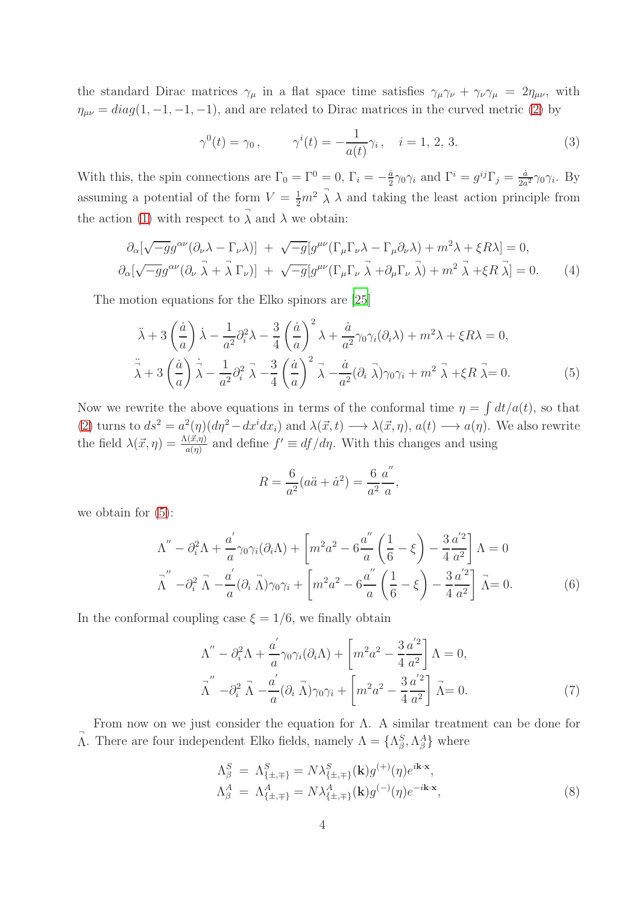the standard Dirac matrices $\gamma_\mu$ in a flat space time satisfies $\gamma_\mu\gamma_\nu + \gamma_\nu\gamma_\mu = 2\eta_{\mu\nu}$, with $\eta_{\mu\nu} = diag(1, -1, -1, -1)$, and are related to Dirac matrices in the curved metric (2) by

$$\gamma^0(t) = \gamma_0\,, \qquad \gamma^i(t) = -\frac{1}{a(t)}\gamma_i\,, \quad i = 1,\, 2,\, 3. \tag{3}$$

With this, the spin connections are $\Gamma_0 = \Gamma^0 = 0$, $\Gamma_i = -\frac{\dot{a}}{2}\gamma_0\gamma_i$ and $\Gamma^i = g^{ij}\Gamma_j = \frac{\dot{a}}{2a^2}\gamma_0\gamma_i$. By assuming a potential of the form $V = \frac{1}{2}m^2 \stackrel{\neg}{\lambda} \lambda$ and taking the least action principle from the action (1) with respect to $\stackrel{\neg}{\lambda}$ and $\lambda$ we obtain:

$$\begin{aligned}
&\partial_\alpha[\sqrt{-g}g^{\alpha\nu}(\partial_\nu\lambda - \Gamma_\nu\lambda)] \;+\; \sqrt{-g}[g^{\mu\nu}(\Gamma_\mu\Gamma_\nu\lambda - \Gamma_\mu\partial_\nu\lambda) + m^2\lambda + \xi R\lambda] = 0,\\
&\partial_\alpha[\sqrt{-g}g^{\alpha\nu}(\partial_\nu \stackrel{\neg}{\lambda} + \stackrel{\neg}{\lambda}\Gamma_\nu)] \;+\; \sqrt{-g}[g^{\mu\nu}(\Gamma_\mu\Gamma_\nu \stackrel{\neg}{\lambda} + \partial_\mu\Gamma_\nu \stackrel{\neg}{\lambda}) + m^2 \stackrel{\neg}{\lambda} + \xi R \stackrel{\neg}{\lambda}] = 0.
\end{aligned} \tag{4}$$

The motion equations for the Elko spinors are [25]

$$\begin{aligned}
&\ddot{\lambda} + 3\left(\frac{\dot{a}}{a}\right)\dot{\lambda} - \frac{1}{a^2}\partial_i^2\lambda - \frac{3}{4}\left(\frac{\dot{a}}{a}\right)^2\lambda + \frac{\dot{a}}{a^2}\gamma_0\gamma_i(\partial_i\lambda) + m^2\lambda + \xi R\lambda = 0,\\
&\ddot{\stackrel{\neg}{\lambda}} + 3\left(\frac{\dot{a}}{a}\right)\dot{\stackrel{\neg}{\lambda}} - \frac{1}{a^2}\partial_i^2 \stackrel{\neg}{\lambda} - \frac{3}{4}\left(\frac{\dot{a}}{a}\right)^2 \stackrel{\neg}{\lambda} - \frac{\dot{a}}{a^2}(\partial_i \stackrel{\neg}{\lambda})\gamma_0\gamma_i + m^2 \stackrel{\neg}{\lambda} + \xi R \stackrel{\neg}{\lambda} = 0.
\end{aligned} \tag{5}$$

Now we rewrite the above equations in terms of the conformal time $\eta = \int dt/a(t)$, so that (2) turns to $ds^2 = a^2(\eta)(d\eta^2 - dx^i dx_i)$ and $\lambda(\vec{x}, t) \longrightarrow \lambda(\vec{x}, \eta)$, $a(t) \longrightarrow a(\eta)$. We also rewrite the field $\lambda(\vec{x}, \eta) = \frac{\Lambda(\vec{x},\eta)}{a(\eta)}$ and define $f' \equiv df/d\eta$. With this changes and using

$$R = \frac{6}{a^2}(a\ddot{a} + \dot{a}^2) = \frac{6}{a^2}\frac{a''}{a},$$

we obtain for (5):

$$\begin{aligned}
&\Lambda'' - \partial_i^2\Lambda + \frac{a'}{a}\gamma_0\gamma_i(\partial_i\Lambda) + \left[m^2a^2 - 6\frac{a''}{a}\left(\frac{1}{6} - \xi\right) - \frac{3}{4}\frac{a'^2}{a^2}\right]\Lambda = 0\\
&\stackrel{\neg}{\Lambda}'' - \partial_i^2 \stackrel{\neg}{\Lambda} - \frac{a'}{a}(\partial_i \stackrel{\neg}{\Lambda})\gamma_0\gamma_i + \left[m^2a^2 - 6\frac{a''}{a}\left(\frac{1}{6} - \xi\right) - \frac{3}{4}\frac{a'^2}{a^2}\right] \stackrel{\neg}{\Lambda} = 0.
\end{aligned} \tag{6}$$

In the conformal coupling case $\xi = 1/6$, we finally obtain

$$\begin{aligned}
&\Lambda'' - \partial_i^2\Lambda + \frac{a'}{a}\gamma_0\gamma_i(\partial_i\Lambda) + \left[m^2a^2 - \frac{3}{4}\frac{a'^2}{a^2}\right]\Lambda = 0,\\
&\stackrel{\neg}{\Lambda}'' - \partial_i^2 \stackrel{\neg}{\Lambda} - \frac{a'}{a}(\partial_i \stackrel{\neg}{\Lambda})\gamma_0\gamma_i + \left[m^2a^2 - \frac{3}{4}\frac{a'^2}{a^2}\right] \stackrel{\neg}{\Lambda} = 0.
\end{aligned} \tag{7}$$

From now on we just consider the equation for $\Lambda$. A similar treatment can be done for $\stackrel{\neg}{\Lambda}$. There are four independent Elko fields, namely $\Lambda = \{\Lambda^S_\beta, \Lambda^A_\beta\}$ where

$$\begin{aligned}
\Lambda^S_\beta &= \Lambda^S_{\{\pm,\mp\}} = N\lambda^S_{\{\pm,\mp\}}(\mathbf{k})g^{(+)}(\eta)e^{i\mathbf{k}\cdot\mathbf{x}},\\
\Lambda^A_\beta &= \Lambda^A_{\{\pm,\mp\}} = N\lambda^A_{\{\pm,\mp\}}(\mathbf{k})g^{(-)}(\eta)e^{-i\mathbf{k}\cdot\mathbf{x}},
\end{aligned} \tag{8}$$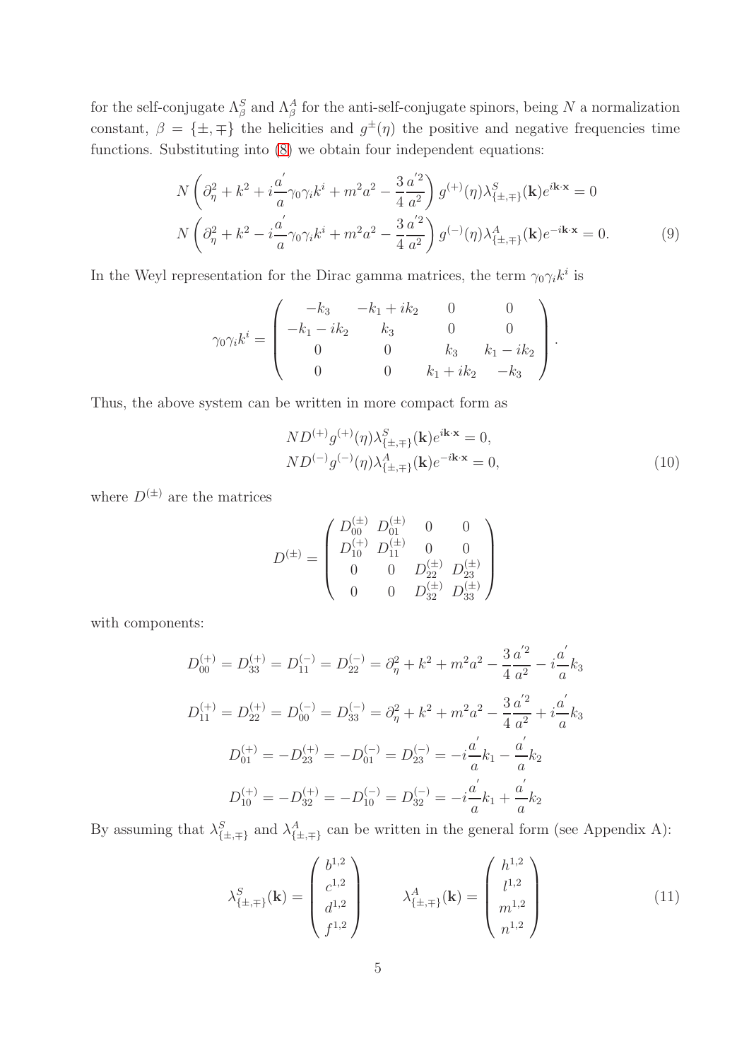for the self-conjugate $\Lambda^S_\beta$ and $\Lambda^A_\beta$ for the anti-self-conjugate spinors, being $N$ a normalization constant, $\beta = \{\pm, \mp\}$ the helicities and $g^{\pm}(\eta)$ the positive and negative frequencies time functions. Substituting into (8) we obtain four independent equations:

$$
\begin{aligned}
&N\left(\partial_\eta^2 + k^2 + i\frac{a^{'}}{a}\gamma_0\gamma_i k^i + m^2a^2 - \frac{3}{4}\frac{a^{'2}}{a^2}\right) g^{(+)}(\eta)\lambda^S_{\{\pm,\mp\}}(\mathbf{k})e^{i\mathbf{k}\cdot\mathbf{x}} = 0 \\
&N\left(\partial_\eta^2 + k^2 - i\frac{a^{'}}{a}\gamma_0\gamma_i k^i + m^2a^2 - \frac{3}{4}\frac{a^{'2}}{a^2}\right) g^{(-)}(\eta)\lambda^A_{\{\pm,\mp\}}(\mathbf{k})e^{-i\mathbf{k}\cdot\mathbf{x}} = 0.
\end{aligned} \tag{9}
$$

In the Weyl representation for the Dirac gamma matrices, the term $\gamma_0\gamma_i k^i$ is

$$
\gamma_0\gamma_i k^i = \begin{pmatrix} -k_3 & -k_1 + ik_2 & 0 & 0 \\ -k_1 - ik_2 & k_3 & 0 & 0 \\ 0 & 0 & k_3 & k_1 - ik_2 \\ 0 & 0 & k_1 + ik_2 & -k_3 \end{pmatrix}.
$$

Thus, the above system can be written in more compact form as

$$
\begin{aligned}
&ND^{(+)}g^{(+)}(\eta)\lambda^S_{\{\pm,\mp\}}(\mathbf{k})e^{i\mathbf{k}\cdot\mathbf{x}} = 0, \\
&ND^{(-)}g^{(-)}(\eta)\lambda^A_{\{\pm,\mp\}}(\mathbf{k})e^{-i\mathbf{k}\cdot\mathbf{x}} = 0,
\end{aligned} \tag{10}
$$

where $D^{(\pm)}$ are the matrices

$$
D^{(\pm)} = \begin{pmatrix} D^{(\pm)}_{00} & D^{(\pm)}_{01} & 0 & 0 \\ D^{(+)}_{10} & D^{(\pm)}_{11} & 0 & 0 \\ 0 & 0 & D^{(\pm)}_{22} & D^{(\pm)}_{23} \\ 0 & 0 & D^{(\pm)}_{32} & D^{(\pm)}_{33} \end{pmatrix}
$$

with components:

$$
\begin{aligned}
D^{(+)}_{00} = D^{(+)}_{33} = D^{(-)}_{11} = D^{(-)}_{22} &= \partial_\eta^2 + k^2 + m^2a^2 - \frac{3}{4}\frac{a^{'2}}{a^2} - i\frac{a^{'}}{a}k_3 \\
D^{(+)}_{11} = D^{(+)}_{22} = D^{(-)}_{00} = D^{(-)}_{33} &= \partial_\eta^2 + k^2 + m^2a^2 - \frac{3}{4}\frac{a^{'2}}{a^2} + i\frac{a^{'}}{a}k_3 \\
D^{(+)}_{01} = -D^{(+)}_{23} = -D^{(-)}_{01} = D^{(-)}_{23} &= -i\frac{a^{'}}{a}k_1 - \frac{a^{'}}{a}k_2 \\
D^{(+)}_{10} = -D^{(+)}_{32} = -D^{(-)}_{10} = D^{(-)}_{32} &= -i\frac{a^{'}}{a}k_1 + \frac{a^{'}}{a}k_2
\end{aligned}
$$

By assuming that $\lambda^S_{\{\pm,\mp\}}$ and $\lambda^A_{\{\pm,\mp\}}$ can be written in the general form (see Appendix A):

$$
\lambda^S_{\{\pm,\mp\}}(\mathbf{k}) = \begin{pmatrix} b^{1,2} \\ c^{1,2} \\ d^{1,2} \\ f^{1,2} \end{pmatrix} \qquad \lambda^A_{\{\pm,\mp\}}(\mathbf{k}) = \begin{pmatrix} h^{1,2} \\ l^{1,2} \\ m^{1,2} \\ n^{1,2} \end{pmatrix} \tag{11}
$$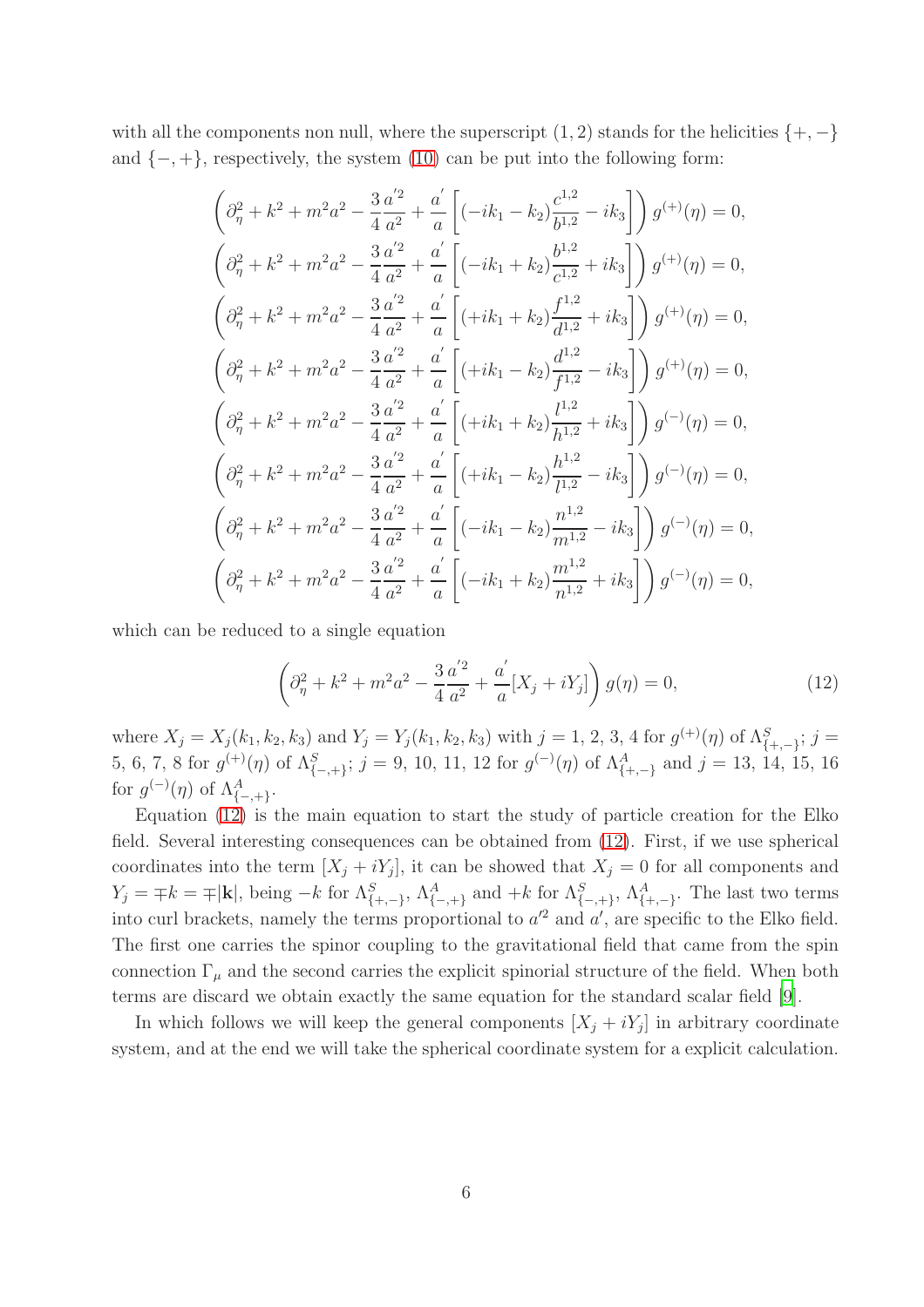with all the components non null, where the superscript $(1,2)$ stands for the helicities $\{+,-\}$ and $\{-,+\}$, respectively, the system (10) can be put into the following form:

$$
\begin{aligned}
&\left(\partial_\eta^2 + k^2 + m^2a^2 - \frac{3}{4}\frac{a^{'2}}{a^2} + \frac{a^{'}}{a}\left[(-ik_1 - k_2)\frac{c^{1,2}}{b^{1,2}} - ik_3\right]\right) g^{(+)}(\eta) = 0,\\
&\left(\partial_\eta^2 + k^2 + m^2a^2 - \frac{3}{4}\frac{a^{'2}}{a^2} + \frac{a^{'}}{a}\left[(-ik_1 + k_2)\frac{b^{1,2}}{c^{1,2}} + ik_3\right]\right) g^{(+)}(\eta) = 0,\\
&\left(\partial_\eta^2 + k^2 + m^2a^2 - \frac{3}{4}\frac{a^{'2}}{a^2} + \frac{a^{'}}{a}\left[(+ik_1 + k_2)\frac{f^{1,2}}{d^{1,2}} + ik_3\right]\right) g^{(+)}(\eta) = 0,\\
&\left(\partial_\eta^2 + k^2 + m^2a^2 - \frac{3}{4}\frac{a^{'2}}{a^2} + \frac{a^{'}}{a}\left[(+ik_1 - k_2)\frac{d^{1,2}}{f^{1,2}} - ik_3\right]\right) g^{(+)}(\eta) = 0,\\
&\left(\partial_\eta^2 + k^2 + m^2a^2 - \frac{3}{4}\frac{a^{'2}}{a^2} + \frac{a^{'}}{a}\left[(+ik_1 + k_2)\frac{l^{1,2}}{h^{1,2}} + ik_3\right]\right) g^{(-)}(\eta) = 0,\\
&\left(\partial_\eta^2 + k^2 + m^2a^2 - \frac{3}{4}\frac{a^{'2}}{a^2} + \frac{a^{'}}{a}\left[(+ik_1 - k_2)\frac{h^{1,2}}{l^{1,2}} - ik_3\right]\right) g^{(-)}(\eta) = 0,\\
&\left(\partial_\eta^2 + k^2 + m^2a^2 - \frac{3}{4}\frac{a^{'2}}{a^2} + \frac{a^{'}}{a}\left[(-ik_1 - k_2)\frac{n^{1,2}}{m^{1,2}} - ik_3\right]\right) g^{(-)}(\eta) = 0,\\
&\left(\partial_\eta^2 + k^2 + m^2a^2 - \frac{3}{4}\frac{a^{'2}}{a^2} + \frac{a^{'}}{a}\left[(-ik_1 + k_2)\frac{m^{1,2}}{n^{1,2}} + ik_3\right]\right) g^{(-)}(\eta) = 0,
\end{aligned}
$$

which can be reduced to a single equation

$$
\left(\partial_\eta^2 + k^2 + m^2a^2 - \frac{3}{4}\frac{a^{'2}}{a^2} + \frac{a^{'}}{a}[X_j + iY_j]\right) g(\eta) = 0, \tag{12}
$$

where $X_j = X_j(k_1, k_2, k_3)$ and $Y_j = Y_j(k_1, k_2, k_3)$ with $j = 1, 2, 3, 4$ for $g^{(+)}(\eta)$ of $\Lambda^S_{\{+,-\}}$; $j = 5, 6, 7, 8$ for $g^{(+)}(\eta)$ of $\Lambda^S_{\{-,+\}}$; $j = 9, 10, 11, 12$ for $g^{(-)}(\eta)$ of $\Lambda^A_{\{+,-\}}$ and $j = 13, 14, 15, 16$ for $g^{(-)}(\eta)$ of $\Lambda^A_{\{-,+\}}$.

Equation (12) is the main equation to start the study of particle creation for the Elko field. Several interesting consequences can be obtained from (12). First, if we use spherical coordinates into the term $[X_j + iY_j]$, it can be showed that $X_j = 0$ for all components and $Y_j = \mp k = \mp|\mathbf{k}|$, being $-k$ for $\Lambda^S_{\{+,-\}}$, $\Lambda^A_{\{-,+\}}$ and $+k$ for $\Lambda^S_{\{-,+\}}$, $\Lambda^A_{\{+,-\}}$. The last two terms into curl brackets, namely the terms proportional to $a'^2$ and $a'$, are specific to the Elko field. The first one carries the spinor coupling to the gravitational field that came from the spin connection $\Gamma_\mu$ and the second carries the explicit spinorial structure of the field. When both terms are discard we obtain exactly the same equation for the standard scalar field [9].

In which follows we will keep the general components $[X_j + iY_j]$ in arbitrary coordinate system, and at the end we will take the spherical coordinate system for a explicit calculation.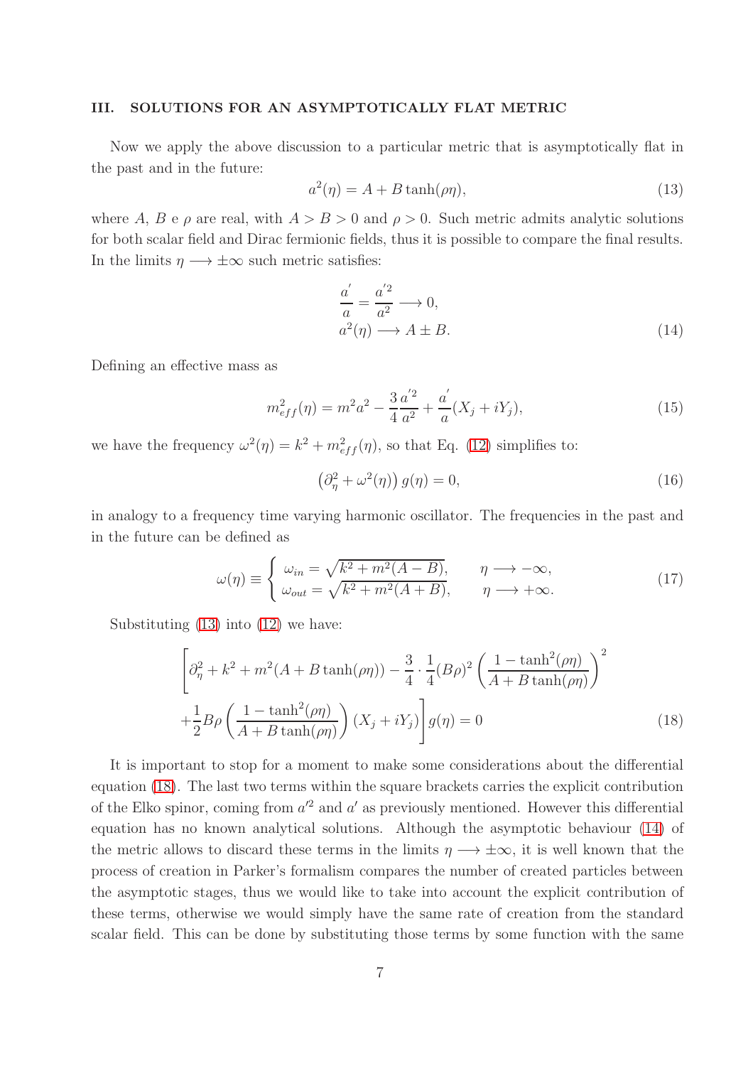## III. SOLUTIONS FOR AN ASYMPTOTICALLY FLAT METRIC

Now we apply the above discussion to a particular metric that is asymptotically flat in the past and in the future:

$$a^2(\eta) = A + B\tanh(\rho\eta), \tag{13}$$

where $A$, $B$ e $\rho$ are real, with $A > B > 0$ and $\rho > 0$. Such metric admits analytic solutions for both scalar field and Dirac fermionic fields, thus it is possible to compare the final results. In the limits $\eta \longrightarrow \pm\infty$ such metric satisfies:

$$\begin{aligned} \frac{a'}{a} &= \frac{a'^2}{a^2} \longrightarrow 0, \\ a^2(\eta) &\longrightarrow A \pm B. \end{aligned} \tag{14}$$

Defining an effective mass as

$$m_{eff}^2(\eta) = m^2 a^2 - \frac{3}{4}\frac{a'^2}{a^2} + \frac{a'}{a}(X_j + iY_j), \tag{15}$$

we have the frequency $\omega^2(\eta) = k^2 + m_{eff}^2(\eta)$, so that Eq. (12) simplifies to:

$$\left(\partial_\eta^2 + \omega^2(\eta)\right) g(\eta) = 0, \tag{16}$$

in analogy to a frequency time varying harmonic oscillator. The frequencies in the past and in the future can be defined as

$$\omega(\eta) \equiv \begin{cases} \omega_{in} = \sqrt{k^2 + m^2(A - B)}, & \eta \longrightarrow -\infty, \\ \omega_{out} = \sqrt{k^2 + m^2(A + B)}, & \eta \longrightarrow +\infty. \end{cases} \tag{17}$$

Substituting (13) into (12) we have:

$$\begin{aligned} \Bigg[\partial_\eta^2 + k^2 + m^2(A + B\tanh(\rho\eta)) - \frac{3}{4}\cdot\frac{1}{4}(B\rho)^2\left(\frac{1-\tanh^2(\rho\eta)}{A + B\tanh(\rho\eta)}\right)^2 \\ + \frac{1}{2}B\rho\left(\frac{1-\tanh^2(\rho\eta)}{A + B\tanh(\rho\eta)}\right)(X_j + iY_j)\Bigg] g(\eta) = 0 \end{aligned} \tag{18}$$

It is important to stop for a moment to make some considerations about the differential equation (18). The last two terms within the square brackets carries the explicit contribution of the Elko spinor, coming from $a'^2$ and $a'$ as previously mentioned. However this differential equation has no known analytical solutions. Although the asymptotic behaviour (14) of the metric allows to discard these terms in the limits $\eta \longrightarrow \pm\infty$, it is well known that the process of creation in Parker's formalism compares the number of created particles between the asymptotic stages, thus we would like to take into account the explicit contribution of these terms, otherwise we would simply have the same rate of creation from the standard scalar field. This can be done by substituting those terms by some function with the same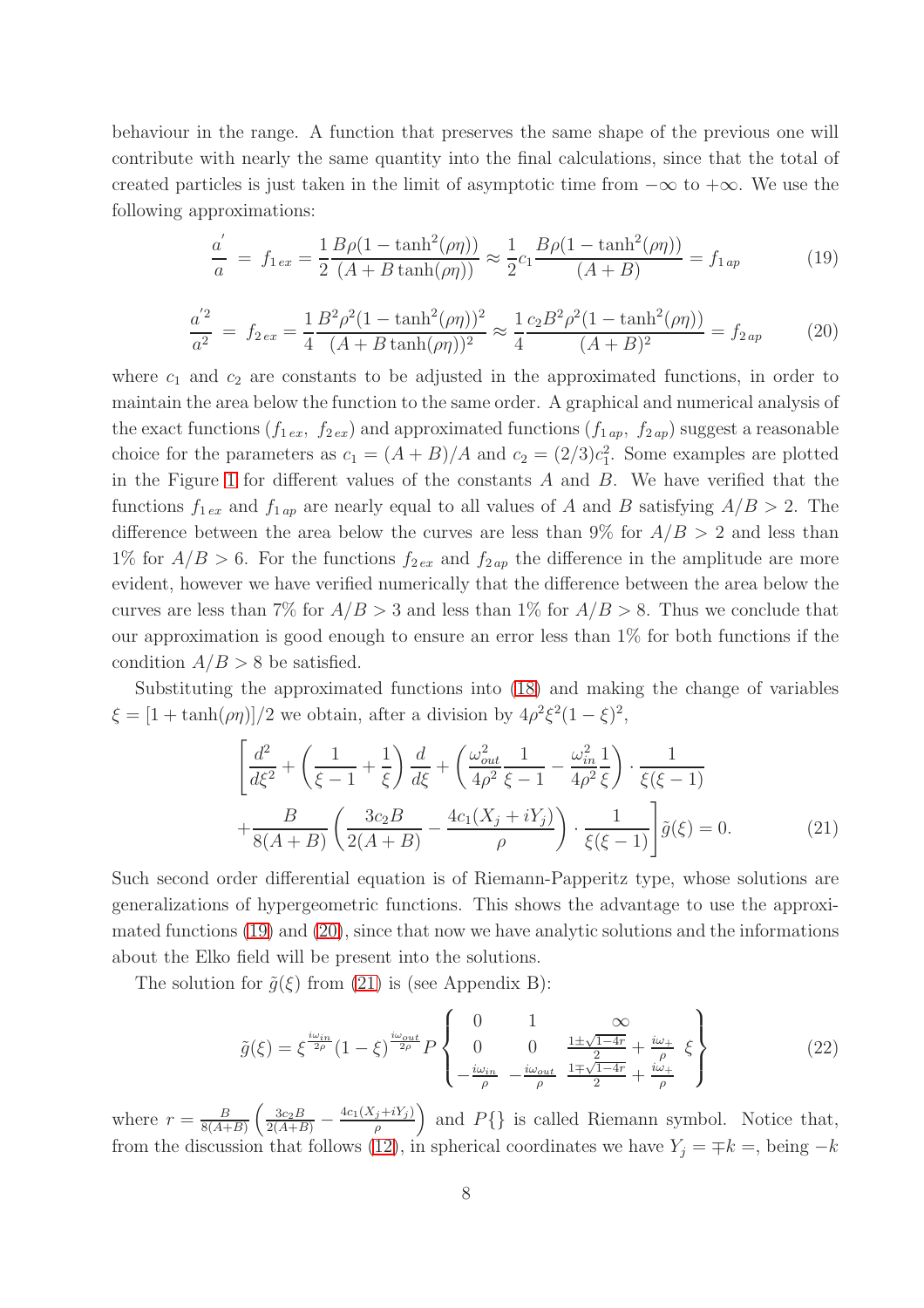behaviour in the range. A function that preserves the same shape of the previous one will contribute with nearly the same quantity into the final calculations, since that the total of created particles is just taken in the limit of asymptotic time from $-\infty$ to $+\infty$. We use the following approximations:

$$\frac{a'}{a} = f_{1\,ex} = \frac{1}{2}\frac{B\rho(1-\tanh^2(\rho\eta))}{(A+B\tanh(\rho\eta))} \approx \frac{1}{2}c_1\frac{B\rho(1-\tanh^2(\rho\eta))}{(A+B)} = f_{1\,ap} \tag{19}$$

$$\frac{a'^2}{a^2} = f_{2\,ex} = \frac{1}{4}\frac{B^2\rho^2(1-\tanh^2(\rho\eta))^2}{(A+B\tanh(\rho\eta))^2} \approx \frac{1}{4}\frac{c_2B^2\rho^2(1-\tanh^2(\rho\eta))}{(A+B)^2} = f_{2\,ap} \tag{20}$$

where $c_1$ and $c_2$ are constants to be adjusted in the approximated functions, in order to maintain the area below the function to the same order. A graphical and numerical analysis of the exact functions ($f_{1\,ex},\ f_{2\,ex}$) and approximated functions ($f_{1\,ap},\ f_{2\,ap}$) suggest a reasonable choice for the parameters as $c_1 = (A+B)/A$ and $c_2 = (2/3)c_1^2$. Some examples are plotted in the Figure 1 for different values of the constants $A$ and $B$. We have verified that the functions $f_{1\,ex}$ and $f_{1\,ap}$ are nearly equal to all values of $A$ and $B$ satisfying $A/B > 2$. The difference between the area below the curves are less than 9% for $A/B > 2$ and less than 1% for $A/B > 6$. For the functions $f_{2\,ex}$ and $f_{2\,ap}$ the difference in the amplitude are more evident, however we have verified numerically that the difference between the area below the curves are less than 7% for $A/B > 3$ and less than 1% for $A/B > 8$. Thus we conclude that our approximation is good enough to ensure an error less than 1% for both functions if the condition $A/B > 8$ be satisfied.

Substituting the approximated functions into (18) and making the change of variables $\xi = [1+\tanh(\rho\eta)]/2$ we obtain, after a division by $4\rho^2\xi^2(1-\xi)^2$,

$$\left[\frac{d^2}{d\xi^2} + \left(\frac{1}{\xi-1}+\frac{1}{\xi}\right)\frac{d}{d\xi} + \left(\frac{\omega_{out}^2}{4\rho^2}\frac{1}{\xi-1} - \frac{\omega_{in}^2}{4\rho^2}\frac{1}{\xi}\right)\cdot\frac{1}{\xi(\xi-1)}\right.$$
$$\left. + \frac{B}{8(A+B)}\left(\frac{3c_2B}{2(A+B)} - \frac{4c_1(X_j+iY_j)}{\rho}\right)\cdot\frac{1}{\xi(\xi-1)}\right]\tilde{g}(\xi) = 0. \tag{21}$$

Such second order differential equation is of Riemann-Papperitz type, whose solutions are generalizations of hypergeometric functions. This shows the advantage to use the approximated functions (19) and (20), since that now we have analytic solutions and the informations about the Elko field will be present into the solutions.

The solution for $\tilde{g}(\xi)$ from (21) is (see Appendix B):

$$\tilde{g}(\xi) = \xi^{\frac{i\omega_{in}}{2\rho}}(1-\xi)^{\frac{i\omega_{out}}{2\rho}}P\begin{Bmatrix} 0 & 1 & \infty & \\ 0 & 0 & \frac{1\pm\sqrt{1-4r}}{2}+\frac{i\omega_+}{\rho} & \xi \\ -\frac{i\omega_{in}}{\rho} & -\frac{i\omega_{out}}{\rho} & \frac{1\mp\sqrt{1-4r}}{2}+\frac{i\omega_+}{\rho} & \end{Bmatrix} \tag{22}$$

where $r = \frac{B}{8(A+B)}\left(\frac{3c_2B}{2(A+B)} - \frac{4c_1(X_j+iY_j)}{\rho}\right)$ and $P\{\}$ is called Riemann symbol. Notice that, from the discussion that follows (12), in spherical coordinates we have $Y_j = \mp k =$, being $-k$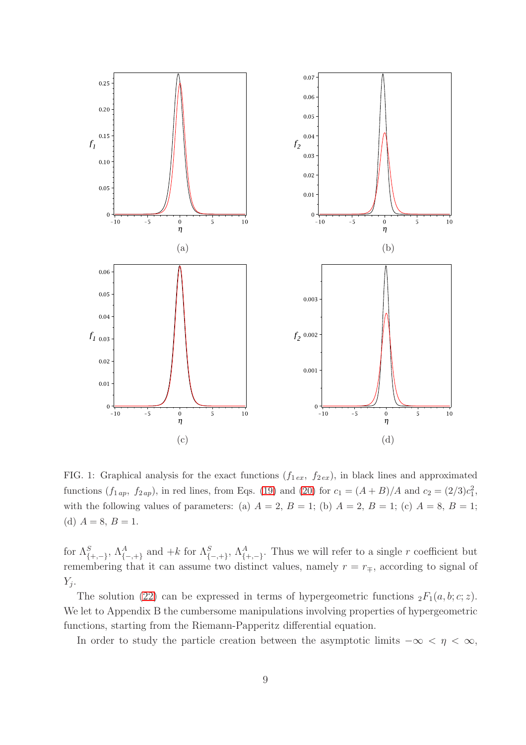FIG. 1: Graphical analysis for the exact functions ($f_{1\,ex}$, $f_{2\,ex}$), in black lines and approximated functions ($f_{1\,ap}$, $f_{2\,ap}$), in red lines, from Eqs. (19) and (20) for $c_1 = (A+B)/A$ and $c_2 = (2/3)c_1^2$, with the following values of parameters: (a) $A = 2$, $B = 1$; (b) $A = 2$, $B = 1$; (c) $A = 8$, $B = 1$; (d) $A = 8$, $B = 1$.

for $\Lambda^S_{\{+,-\}}$, $\Lambda^A_{\{-,+\}}$ and $+k$ for $\Lambda^S_{\{-,+\}}$, $\Lambda^A_{\{+,-\}}$. Thus we will refer to a single $r$ coefficient but remembering that it can assume two distinct values, namely $r = r_{\mp}$, according to signal of $Y_j$.

The solution (22) can be expressed in terms of hypergeometric functions ${}_2F_1(a, b; c; z)$. We let to Appendix B the cumbersome manipulations involving properties of hypergeometric functions, starting from the Riemann-Papperitz differential equation.

In order to study the particle creation between the asymptotic limits $-\infty < \eta < \infty$,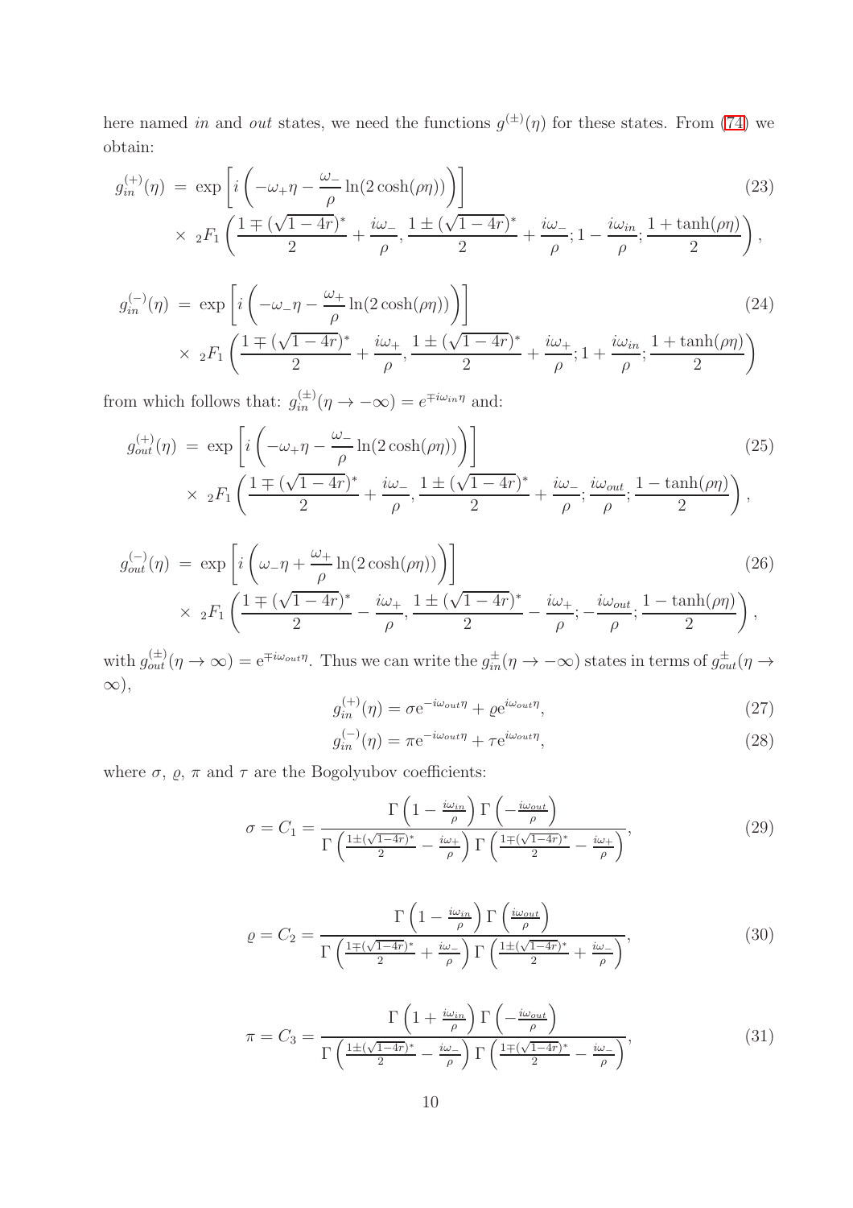here named *in* and *out* states, we need the functions $g^{(\pm)}(\eta)$ for these states. From (74) we obtain:

$$
\begin{aligned}
g_{in}^{(+)}(\eta) \;=\; & \exp\left[i\left(-\omega_{+}\eta - \frac{\omega_{-}}{\rho}\ln(2\cosh(\rho\eta))\right)\right] \\
& \times \;{}_2F_1\left(\frac{1 \mp (\sqrt{1-4r})^{*}}{2} + \frac{i\omega_{-}}{\rho}, \frac{1 \pm (\sqrt{1-4r})^{*}}{2} + \frac{i\omega_{-}}{\rho}; 1 - \frac{i\omega_{in}}{\rho}; \frac{1+\tanh(\rho\eta)}{2}\right),
\end{aligned} \tag{23}
$$

$$
\begin{aligned}
g_{in}^{(-)}(\eta) \;=\; & \exp\left[i\left(-\omega_{-}\eta - \frac{\omega_{+}}{\rho}\ln(2\cosh(\rho\eta))\right)\right] \\
& \times \;{}_2F_1\left(\frac{1 \mp (\sqrt{1-4r})^{*}}{2} + \frac{i\omega_{+}}{\rho}, \frac{1 \pm (\sqrt{1-4r})^{*}}{2} + \frac{i\omega_{+}}{\rho}; 1 + \frac{i\omega_{in}}{\rho}; \frac{1+\tanh(\rho\eta)}{2}\right)
\end{aligned} \tag{24}
$$

from which follows that: $g_{in}^{(\pm)}(\eta \to -\infty) = e^{\mp i\omega_{in}\eta}$ and:

$$
\begin{aligned}
g_{out}^{(+)}(\eta) \;=\; & \exp\left[i\left(-\omega_{+}\eta - \frac{\omega_{-}}{\rho}\ln(2\cosh(\rho\eta))\right)\right] \\
& \times \;{}_2F_1\left(\frac{1 \mp (\sqrt{1-4r})^{*}}{2} + \frac{i\omega_{-}}{\rho}, \frac{1 \pm (\sqrt{1-4r})^{*}}{2} + \frac{i\omega_{-}}{\rho}; \frac{i\omega_{out}}{\rho}; \frac{1-\tanh(\rho\eta)}{2}\right),
\end{aligned} \tag{25}
$$

$$
\begin{aligned}
g_{out}^{(-)}(\eta) \;=\; & \exp\left[i\left(\omega_{-}\eta + \frac{\omega_{+}}{\rho}\ln(2\cosh(\rho\eta))\right)\right] \\
& \times \;{}_2F_1\left(\frac{1 \mp (\sqrt{1-4r})^{*}}{2} - \frac{i\omega_{+}}{\rho}, \frac{1 \pm (\sqrt{1-4r})^{*}}{2} - \frac{i\omega_{+}}{\rho}; -\frac{i\omega_{out}}{\rho}; \frac{1-\tanh(\rho\eta)}{2}\right),
\end{aligned} \tag{26}
$$

with $g_{out}^{(\pm)}(\eta \to \infty) = \mathrm{e}^{\mp i\omega_{out}\eta}$. Thus we can write the $g_{in}^{\pm}(\eta \to -\infty)$ states in terms of $g_{out}^{\pm}(\eta \to \infty)$,

$$
g_{in}^{(+)}(\eta) = \sigma \mathrm{e}^{-i\omega_{out}\eta} + \varrho \mathrm{e}^{i\omega_{out}\eta}, \tag{27}
$$

$$
g_{in}^{(-)}(\eta) = \pi \mathrm{e}^{-i\omega_{out}\eta} + \tau \mathrm{e}^{i\omega_{out}\eta}, \tag{28}
$$

where $\sigma$, $\varrho$, $\pi$ and $\tau$ are the Bogolyubov coefficients:

$$
\sigma = C_1 = \frac{\Gamma\left(1 - \frac{i\omega_{in}}{\rho}\right)\Gamma\left(-\frac{i\omega_{out}}{\rho}\right)}{\Gamma\left(\frac{1 \pm (\sqrt{1-4r})^{*}}{2} - \frac{i\omega_{+}}{\rho}\right)\Gamma\left(\frac{1 \mp (\sqrt{1-4r})^{*}}{2} - \frac{i\omega_{+}}{\rho}\right)}, \tag{29}
$$

$$
\varrho = C_2 = \frac{\Gamma\left(1 - \frac{i\omega_{in}}{\rho}\right)\Gamma\left(\frac{i\omega_{out}}{\rho}\right)}{\Gamma\left(\frac{1 \mp (\sqrt{1-4r})^{*}}{2} + \frac{i\omega_{-}}{\rho}\right)\Gamma\left(\frac{1 \pm (\sqrt{1-4r})^{*}}{2} + \frac{i\omega_{-}}{\rho}\right)}, \tag{30}
$$

$$
\pi = C_3 = \frac{\Gamma\left(1 + \frac{i\omega_{in}}{\rho}\right)\Gamma\left(-\frac{i\omega_{out}}{\rho}\right)}{\Gamma\left(\frac{1 \pm (\sqrt{1-4r})^{*}}{2} - \frac{i\omega_{-}}{\rho}\right)\Gamma\left(\frac{1 \mp (\sqrt{1-4r})^{*}}{2} - \frac{i\omega_{-}}{\rho}\right)}, \tag{31}
$$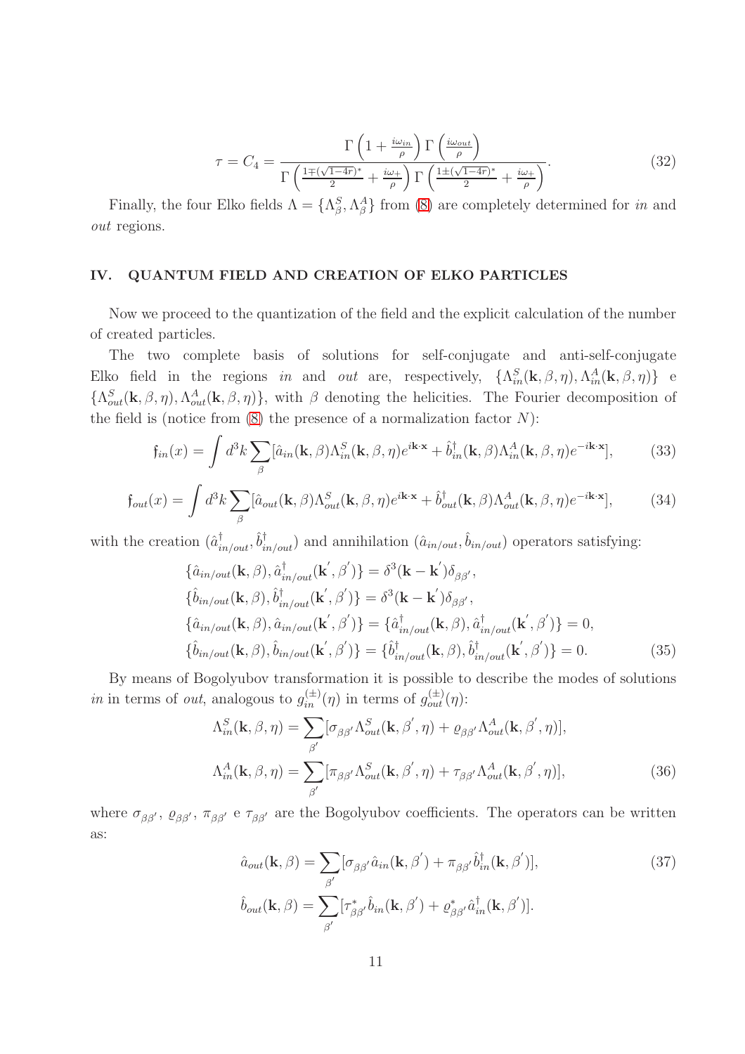$$\tau = C_4 = \frac{\Gamma\left(1+\frac{i\omega_{in}}{\rho}\right)\Gamma\left(\frac{i\omega_{out}}{\rho}\right)}{\Gamma\left(\frac{1\mp(\sqrt{1-4r})^*}{2}+\frac{i\omega_+}{\rho}\right)\Gamma\left(\frac{1\pm(\sqrt{1-4r})^*}{2}+\frac{i\omega_+}{\rho}\right)}. \tag{32}$$

Finally, the four Elko fields $\Lambda = \{\Lambda^S_\beta, \Lambda^A_\beta\}$ from (8) are completely determined for *in* and *out* regions.

## IV. QUANTUM FIELD AND CREATION OF ELKO PARTICLES

Now we proceed to the quantization of the field and the explicit calculation of the number of created particles.

The two complete basis of solutions for self-conjugate and anti-self-conjugate Elko field in the regions *in* and *out* are, respectively, $\{\Lambda^S_{in}(\mathbf{k},\beta,\eta), \Lambda^A_{in}(\mathbf{k},\beta,\eta)\}$ e $\{\Lambda^S_{out}(\mathbf{k},\beta,\eta), \Lambda^A_{out}(\mathbf{k},\beta,\eta)\}$, with $\beta$ denoting the helicities. The Fourier decomposition of the field is (notice from (8) the presence of a normalization factor $N$):

$$\mathfrak{f}_{in}(x) = \int d^3k \sum_\beta [\hat{a}_{in}(\mathbf{k},\beta)\Lambda^S_{in}(\mathbf{k},\beta,\eta)e^{i\mathbf{k}\cdot\mathbf{x}} + \hat{b}^\dagger_{in}(\mathbf{k},\beta)\Lambda^A_{in}(\mathbf{k},\beta,\eta)e^{-i\mathbf{k}\cdot\mathbf{x}}], \tag{33}$$

$$\mathfrak{f}_{out}(x) = \int d^3k \sum_\beta [\hat{a}_{out}(\mathbf{k},\beta)\Lambda^S_{out}(\mathbf{k},\beta,\eta)e^{i\mathbf{k}\cdot\mathbf{x}} + \hat{b}^\dagger_{out}(\mathbf{k},\beta)\Lambda^A_{out}(\mathbf{k},\beta,\eta)e^{-i\mathbf{k}\cdot\mathbf{x}}], \tag{34}$$

with the creation $(\hat{a}^\dagger_{in/out}, \hat{b}^\dagger_{in/out})$ and annihilation $(\hat{a}_{in/out}, \hat{b}_{in/out})$ operators satisfying:

$$\begin{aligned}
&\{\hat{a}_{in/out}(\mathbf{k},\beta), \hat{a}^\dagger_{in/out}(\mathbf{k}',\beta')\} = \delta^3(\mathbf{k}-\mathbf{k}')\delta_{\beta\beta'}, \\
&\{\hat{b}_{in/out}(\mathbf{k},\beta), \hat{b}^\dagger_{in/out}(\mathbf{k}',\beta')\} = \delta^3(\mathbf{k}-\mathbf{k}')\delta_{\beta\beta'}, \\
&\{\hat{a}_{in/out}(\mathbf{k},\beta), \hat{a}_{in/out}(\mathbf{k}',\beta')\} = \{\hat{a}^\dagger_{in/out}(\mathbf{k},\beta), \hat{a}^\dagger_{in/out}(\mathbf{k}',\beta')\} = 0, \\
&\{\hat{b}_{in/out}(\mathbf{k},\beta), \hat{b}_{in/out}(\mathbf{k}',\beta')\} = \{\hat{b}^\dagger_{in/out}(\mathbf{k},\beta), \hat{b}^\dagger_{in/out}(\mathbf{k}',\beta')\} = 0.
\end{aligned} \tag{35}$$

By means of Bogolyubov transformation it is possible to describe the modes of solutions *in* in terms of *out*, analogous to $g^{(\pm)}_{in}(\eta)$ in terms of $g^{(\pm)}_{out}(\eta)$:

$$\begin{aligned}
\Lambda^S_{in}(\mathbf{k},\beta,\eta) &= \sum_{\beta'} [\sigma_{\beta\beta'}\Lambda^S_{out}(\mathbf{k},\beta',\eta) + \varrho_{\beta\beta'}\Lambda^A_{out}(\mathbf{k},\beta',\eta)], \\
\Lambda^A_{in}(\mathbf{k},\beta,\eta) &= \sum_{\beta'} [\pi_{\beta\beta'}\Lambda^S_{out}(\mathbf{k},\beta',\eta) + \tau_{\beta\beta'}\Lambda^A_{out}(\mathbf{k},\beta',\eta)],
\end{aligned} \tag{36}$$

where $\sigma_{\beta\beta'}$, $\varrho_{\beta\beta'}$, $\pi_{\beta\beta'}$ e $\tau_{\beta\beta'}$ are the Bogolyubov coefficients. The operators can be written as:

$$\begin{aligned}
\hat{a}_{out}(\mathbf{k},\beta) &= \sum_{\beta'} [\sigma_{\beta\beta'}\hat{a}_{in}(\mathbf{k},\beta') + \pi_{\beta\beta'}\hat{b}^\dagger_{in}(\mathbf{k},\beta')], \\
\hat{b}_{out}(\mathbf{k},\beta) &= \sum_{\beta'} [\tau^*_{\beta\beta'}\hat{b}_{in}(\mathbf{k},\beta') + \varrho^*_{\beta\beta'}\hat{a}^\dagger_{in}(\mathbf{k},\beta')].
\end{aligned} \tag{37}$$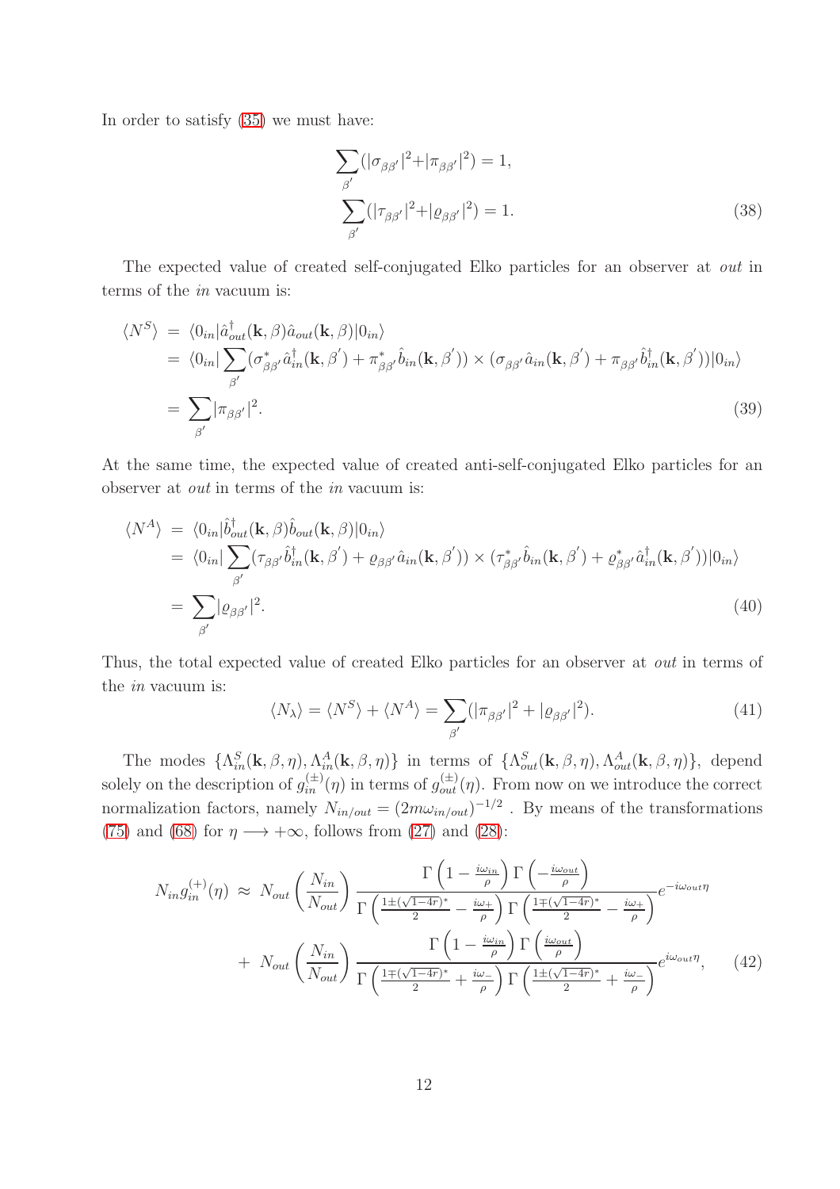In order to satisfy (35) we must have:

$$\sum_{\beta'}(|\sigma_{\beta\beta'}|^2+|\pi_{\beta\beta'}|^2) = 1,$$
$$\sum_{\beta'}(|\tau_{\beta\beta'}|^2+|\varrho_{\beta\beta'}|^2) = 1. \tag{38}$$

The expected value of created self-conjugated Elko particles for an observer at *out* in terms of the *in* vacuum is:

$$\begin{aligned}
\langle N^S\rangle &= \langle 0_{in}|\hat{a}^{\dagger}_{out}(\mathbf{k},\beta)\hat{a}_{out}(\mathbf{k},\beta)|0_{in}\rangle \\
&= \langle 0_{in}|\sum_{\beta'}(\sigma^*_{\beta\beta'}\hat{a}^{\dagger}_{in}(\mathbf{k},\beta') + \pi^*_{\beta\beta'}\hat{b}_{in}(\mathbf{k},\beta')) \times (\sigma_{\beta\beta'}\hat{a}_{in}(\mathbf{k},\beta') + \pi_{\beta\beta'}\hat{b}^{\dagger}_{in}(\mathbf{k},\beta'))|0_{in}\rangle \\
&= \sum_{\beta'}|\pi_{\beta\beta'}|^2.
\end{aligned} \tag{39}$$

At the same time, the expected value of created anti-self-conjugated Elko particles for an observer at *out* in terms of the *in* vacuum is:

$$\begin{aligned}
\langle N^A\rangle &= \langle 0_{in}|\hat{b}^{\dagger}_{out}(\mathbf{k},\beta)\hat{b}_{out}(\mathbf{k},\beta)|0_{in}\rangle \\
&= \langle 0_{in}|\sum_{\beta'}(\tau_{\beta\beta'}\hat{b}^{\dagger}_{in}(\mathbf{k},\beta') + \varrho_{\beta\beta'}\hat{a}_{in}(\mathbf{k},\beta')) \times (\tau^*_{\beta\beta'}\hat{b}_{in}(\mathbf{k},\beta') + \varrho^*_{\beta\beta'}\hat{a}^{\dagger}_{in}(\mathbf{k},\beta'))|0_{in}\rangle \\
&= \sum_{\beta'}|\varrho_{\beta\beta'}|^2.
\end{aligned} \tag{40}$$

Thus, the total expected value of created Elko particles for an observer at *out* in terms of the *in* vacuum is:

$$\langle N_{\lambda}\rangle = \langle N^S\rangle + \langle N^A\rangle = \sum_{\beta'}(|\pi_{\beta\beta'}|^2 + |\varrho_{\beta\beta'}|^2). \tag{41}$$

The modes $\{\Lambda^S_{in}(\mathbf{k},\beta,\eta), \Lambda^A_{in}(\mathbf{k},\beta,\eta)\}$ in terms of $\{\Lambda^S_{out}(\mathbf{k},\beta,\eta), \Lambda^A_{out}(\mathbf{k},\beta,\eta)\}$, depend solely on the description of $g^{(\pm)}_{in}(\eta)$ in terms of $g^{(\pm)}_{out}(\eta)$. From now on we introduce the correct normalization factors, namely $N_{in/out} = (2m\omega_{in/out})^{-1/2}$ . By means of the transformations (75) and (68) for $\eta \longrightarrow +\infty$, follows from (27) and (28):

$$\begin{aligned}
N_{in}g^{(+)}_{in}(\eta) &\approx N_{out}\left(\frac{N_{in}}{N_{out}}\right)\frac{\Gamma\left(1-\frac{i\omega_{in}}{\rho}\right)\Gamma\left(-\frac{i\omega_{out}}{\rho}\right)}{\Gamma\left(\frac{1\pm(\sqrt{1-4r})^*}{2}-\frac{i\omega_+}{\rho}\right)\Gamma\left(\frac{1\mp(\sqrt{1-4r})^*}{2}-\frac{i\omega_+}{\rho}\right)}e^{-i\omega_{out}\eta} \\
&+ N_{out}\left(\frac{N_{in}}{N_{out}}\right)\frac{\Gamma\left(1-\frac{i\omega_{in}}{\rho}\right)\Gamma\left(\frac{i\omega_{out}}{\rho}\right)}{\Gamma\left(\frac{1\mp(\sqrt{1-4r})^*}{2}+\frac{i\omega_-}{\rho}\right)\Gamma\left(\frac{1\pm(\sqrt{1-4r})^*}{2}+\frac{i\omega_-}{\rho}\right)}e^{i\omega_{out}\eta},
\end{aligned} \tag{42}$$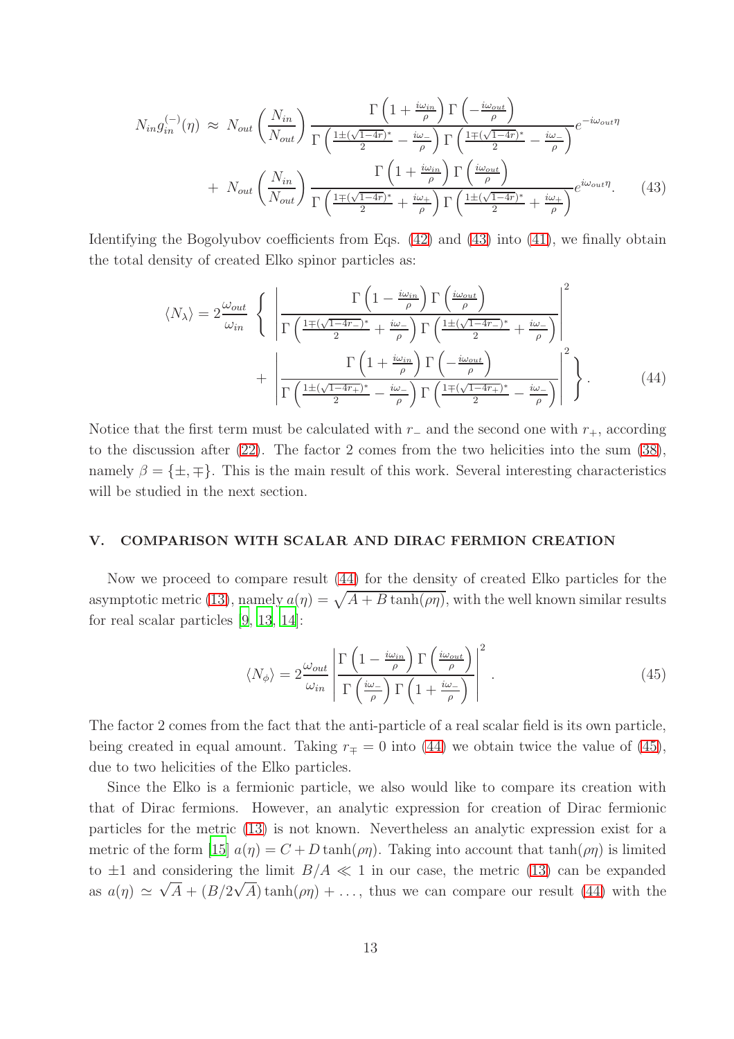$$N_{in} g_{in}^{(-)}(\eta) \approx N_{out} \left(\frac{N_{in}}{N_{out}}\right) \frac{\Gamma\left(1+\frac{i\omega_{in}}{\rho}\right)\Gamma\left(-\frac{i\omega_{out}}{\rho}\right)}{\Gamma\left(\frac{1\pm(\sqrt{1-4r})^*}{2}-\frac{i\omega_-}{\rho}\right)\Gamma\left(\frac{1\mp(\sqrt{1-4r})^*}{2}-\frac{i\omega_-}{\rho}\right)} e^{-i\omega_{out}\eta}$$

$$+ \; N_{out} \left(\frac{N_{in}}{N_{out}}\right) \frac{\Gamma\left(1+\frac{i\omega_{in}}{\rho}\right)\Gamma\left(\frac{i\omega_{out}}{\rho}\right)}{\Gamma\left(\frac{1\mp(\sqrt{1-4r})^*}{2}+\frac{i\omega_+}{\rho}\right)\Gamma\left(\frac{1\pm(\sqrt{1-4r})^*}{2}+\frac{i\omega_+}{\rho}\right)} e^{i\omega_{out}\eta}. \qquad (43)$$

Identifying the Bogolyubov coefficients from Eqs. (42) and (43) into (41), we finally obtain the total density of created Elko spinor particles as:

$$\langle N_\lambda \rangle = 2\frac{\omega_{out}}{\omega_{in}} \left\{ \left| \frac{\Gamma\left(1-\frac{i\omega_{in}}{\rho}\right)\Gamma\left(\frac{i\omega_{out}}{\rho}\right)}{\Gamma\left(\frac{1\mp(\sqrt{1-4r_-})^*}{2}+\frac{i\omega_-}{\rho}\right)\Gamma\left(\frac{1\pm(\sqrt{1-4r_-})^*}{2}+\frac{i\omega_-}{\rho}\right)} \right|^2 \right.$$

$$\left. + \left| \frac{\Gamma\left(1+\frac{i\omega_{in}}{\rho}\right)\Gamma\left(-\frac{i\omega_{out}}{\rho}\right)}{\Gamma\left(\frac{1\pm(\sqrt{1-4r_+})^*}{2}-\frac{i\omega_-}{\rho}\right)\Gamma\left(\frac{1\mp(\sqrt{1-4r_+})^*}{2}-\frac{i\omega_-}{\rho}\right)} \right|^2 \right\}. \qquad (44)$$

Notice that the first term must be calculated with $r_-$ and the second one with $r_+$, according to the discussion after (22). The factor 2 comes from the two helicities into the sum (38), namely $\beta = \{\pm, \mp\}$. This is the main result of this work. Several interesting characteristics will be studied in the next section.

## V. COMPARISON WITH SCALAR AND DIRAC FERMION CREATION

Now we proceed to compare result (44) for the density of created Elko particles for the asymptotic metric (13), namely $a(\eta) = \sqrt{A + B\tanh(\rho\eta)}$, with the well known similar results for real scalar particles [9, 13, 14]:

$$\langle N_\phi \rangle = 2\frac{\omega_{out}}{\omega_{in}} \left| \frac{\Gamma\left(1-\frac{i\omega_{in}}{\rho}\right)\Gamma\left(\frac{i\omega_{out}}{\rho}\right)}{\Gamma\left(\frac{i\omega_-}{\rho}\right)\Gamma\left(1+\frac{i\omega_-}{\rho}\right)} \right|^2 . \qquad (45)$$

The factor 2 comes from the fact that the anti-particle of a real scalar field is its own particle, being created in equal amount. Taking $r_\mp = 0$ into (44) we obtain twice the value of (45), due to two helicities of the Elko particles.

Since the Elko is a fermionic particle, we also would like to compare its creation with that of Dirac fermions. However, an analytic expression for creation of Dirac fermionic particles for the metric (13) is not known. Nevertheless an analytic expression exist for a metric of the form [15] $a(\eta) = C + D\tanh(\rho\eta)$. Taking into account that $\tanh(\rho\eta)$ is limited to $\pm 1$ and considering the limit $B/A \ll 1$ in our case, the metric (13) can be expanded as $a(\eta) \simeq \sqrt{A} + (B/2\sqrt{A})\tanh(\rho\eta) + \ldots$, thus we can compare our result (44) with the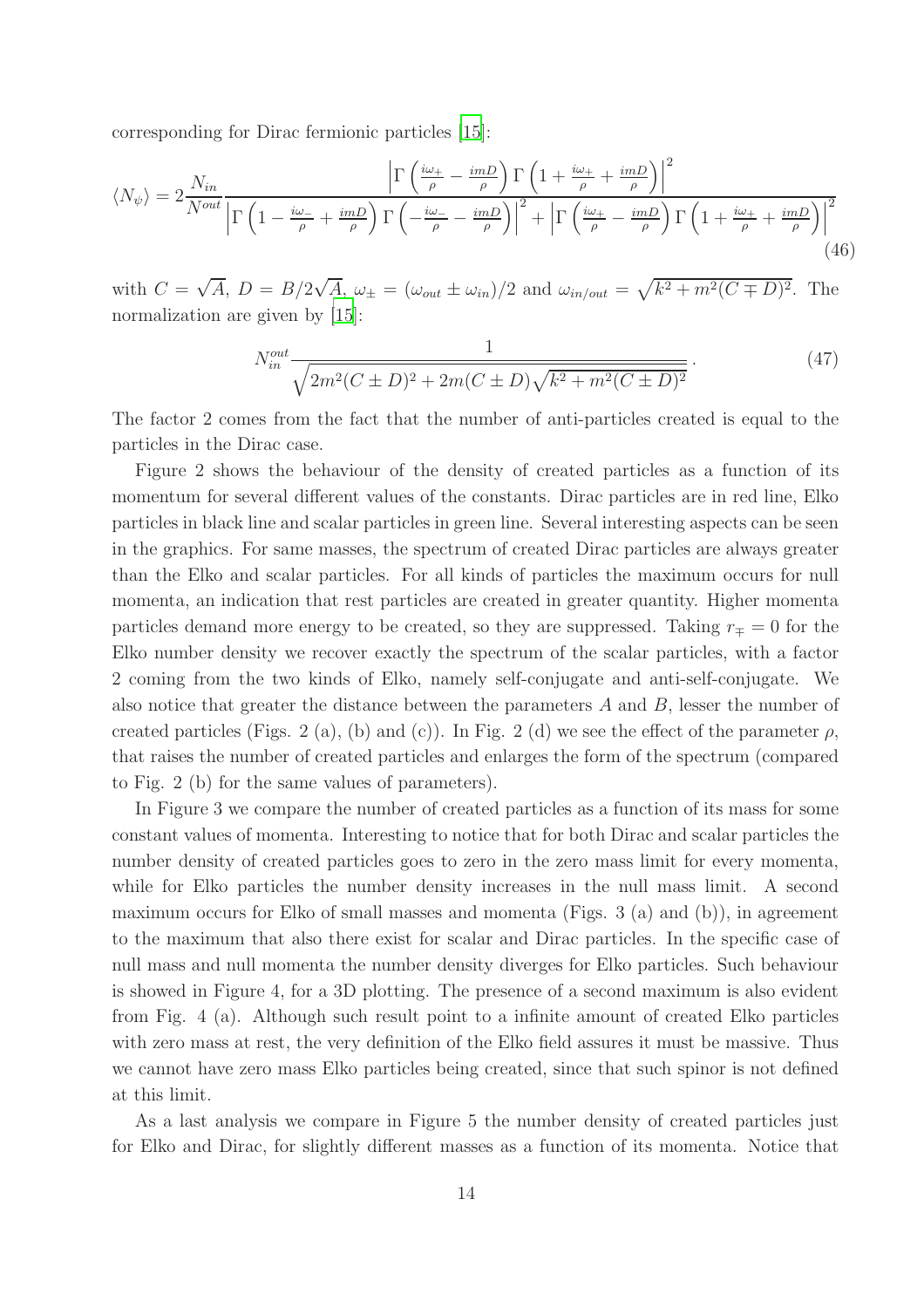corresponding for Dirac fermionic particles [15]:

$$\langle N_\psi \rangle = 2\frac{N_{in}}{N^{out}} \frac{\left|\Gamma\left(\frac{i\omega_+}{\rho} - \frac{imD}{\rho}\right)\Gamma\left(1 + \frac{i\omega_+}{\rho} + \frac{imD}{\rho}\right)\right|^2}{\left|\Gamma\left(1 - \frac{i\omega_-}{\rho} + \frac{imD}{\rho}\right)\Gamma\left(-\frac{i\omega_-}{\rho} - \frac{imD}{\rho}\right)\right|^2 + \left|\Gamma\left(\frac{i\omega_+}{\rho} - \frac{imD}{\rho}\right)\Gamma\left(1 + \frac{i\omega_+}{\rho} + \frac{imD}{\rho}\right)\right|^2} \tag{46}$$

with $C = \sqrt{A}$, $D = B/2\sqrt{A}$, $\omega_\pm = (\omega_{out} \pm \omega_{in})/2$ and $\omega_{in/out} = \sqrt{k^2 + m^2(C \mp D)^2}$. The normalization are given by [15]:

$$N_{in}^{out} \frac{1}{\sqrt{2m^2(C \pm D)^2 + 2m(C \pm D)\sqrt{k^2 + m^2(C \pm D)^2}}}. \tag{47}$$

The factor 2 comes from the fact that the number of anti-particles created is equal to the particles in the Dirac case.

Figure 2 shows the behaviour of the density of created particles as a function of its momentum for several different values of the constants. Dirac particles are in red line, Elko particles in black line and scalar particles in green line. Several interesting aspects can be seen in the graphics. For same masses, the spectrum of created Dirac particles are always greater than the Elko and scalar particles. For all kinds of particles the maximum occurs for null momenta, an indication that rest particles are created in greater quantity. Higher momenta particles demand more energy to be created, so they are suppressed. Taking $r_\mp = 0$ for the Elko number density we recover exactly the spectrum of the scalar particles, with a factor 2 coming from the two kinds of Elko, namely self-conjugate and anti-self-conjugate. We also notice that greater the distance between the parameters $A$ and $B$, lesser the number of created particles (Figs. 2 (a), (b) and (c)). In Fig. 2 (d) we see the effect of the parameter $\rho$, that raises the number of created particles and enlarges the form of the spectrum (compared to Fig. 2 (b) for the same values of parameters).

In Figure 3 we compare the number of created particles as a function of its mass for some constant values of momenta. Interesting to notice that for both Dirac and scalar particles the number density of created particles goes to zero in the zero mass limit for every momenta, while for Elko particles the number density increases in the null mass limit. A second maximum occurs for Elko of small masses and momenta (Figs. 3 (a) and (b)), in agreement to the maximum that also there exist for scalar and Dirac particles. In the specific case of null mass and null momenta the number density diverges for Elko particles. Such behaviour is showed in Figure 4, for a 3D plotting. The presence of a second maximum is also evident from Fig. 4 (a). Although such result point to a infinite amount of created Elko particles with zero mass at rest, the very definition of the Elko field assures it must be massive. Thus we cannot have zero mass Elko particles being created, since that such spinor is not defined at this limit.

As a last analysis we compare in Figure 5 the number density of created particles just for Elko and Dirac, for slightly different masses as a function of its momenta. Notice that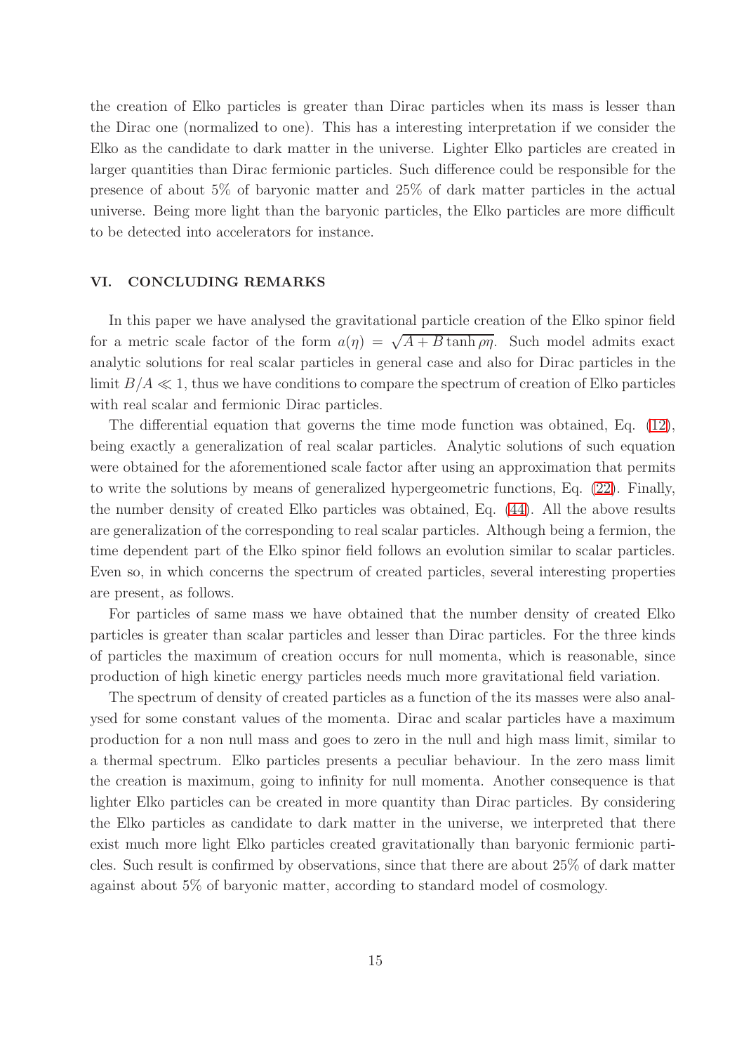the creation of Elko particles is greater than Dirac particles when its mass is lesser than the Dirac one (normalized to one). This has a interesting interpretation if we consider the Elko as the candidate to dark matter in the universe. Lighter Elko particles are created in larger quantities than Dirac fermionic particles. Such difference could be responsible for the presence of about 5% of baryonic matter and 25% of dark matter particles in the actual universe. Being more light than the baryonic particles, the Elko particles are more difficult to be detected into accelerators for instance.

## VI. CONCLUDING REMARKS

In this paper we have analysed the gravitational particle creation of the Elko spinor field for a metric scale factor of the form $a(\eta) = \sqrt{A + B\tanh\rho\eta}$. Such model admits exact analytic solutions for real scalar particles in general case and also for Dirac particles in the limit $B/A \ll 1$, thus we have conditions to compare the spectrum of creation of Elko particles with real scalar and fermionic Dirac particles.

The differential equation that governs the time mode function was obtained, Eq. (12), being exactly a generalization of real scalar particles. Analytic solutions of such equation were obtained for the aforementioned scale factor after using an approximation that permits to write the solutions by means of generalized hypergeometric functions, Eq. (22). Finally, the number density of created Elko particles was obtained, Eq. (44). All the above results are generalization of the corresponding to real scalar particles. Although being a fermion, the time dependent part of the Elko spinor field follows an evolution similar to scalar particles. Even so, in which concerns the spectrum of created particles, several interesting properties are present, as follows.

For particles of same mass we have obtained that the number density of created Elko particles is greater than scalar particles and lesser than Dirac particles. For the three kinds of particles the maximum of creation occurs for null momenta, which is reasonable, since production of high kinetic energy particles needs much more gravitational field variation.

The spectrum of density of created particles as a function of the its masses were also analysed for some constant values of the momenta. Dirac and scalar particles have a maximum production for a non null mass and goes to zero in the null and high mass limit, similar to a thermal spectrum. Elko particles presents a peculiar behaviour. In the zero mass limit the creation is maximum, going to infinity for null momenta. Another consequence is that lighter Elko particles can be created in more quantity than Dirac particles. By considering the Elko particles as candidate to dark matter in the universe, we interpreted that there exist much more light Elko particles created gravitationally than baryonic fermionic particles. Such result is confirmed by observations, since that there are about 25% of dark matter against about 5% of baryonic matter, according to standard model of cosmology.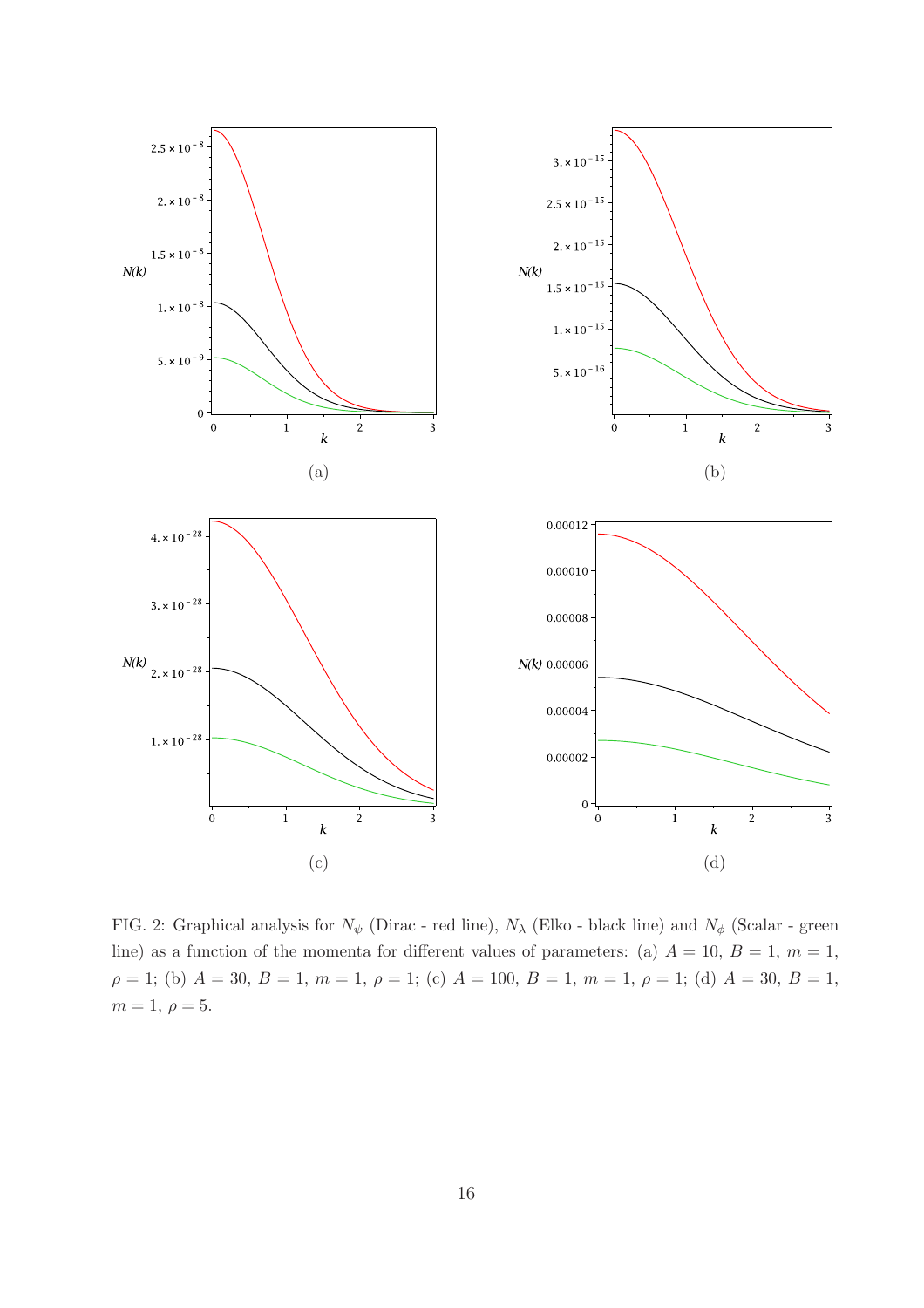FIG. 2: Graphical analysis for $N_\psi$ (Dirac - red line), $N_\lambda$ (Elko - black line) and $N_\phi$ (Scalar - green line) as a function of the momenta for different values of parameters: (a) $A = 10$, $B = 1$, $m = 1$, $\rho = 1$; (b) $A = 30$, $B = 1$, $m = 1$, $\rho = 1$; (c) $A = 100$, $B = 1$, $m = 1$, $\rho = 1$; (d) $A = 30$, $B = 1$, $m = 1$, $\rho = 5$.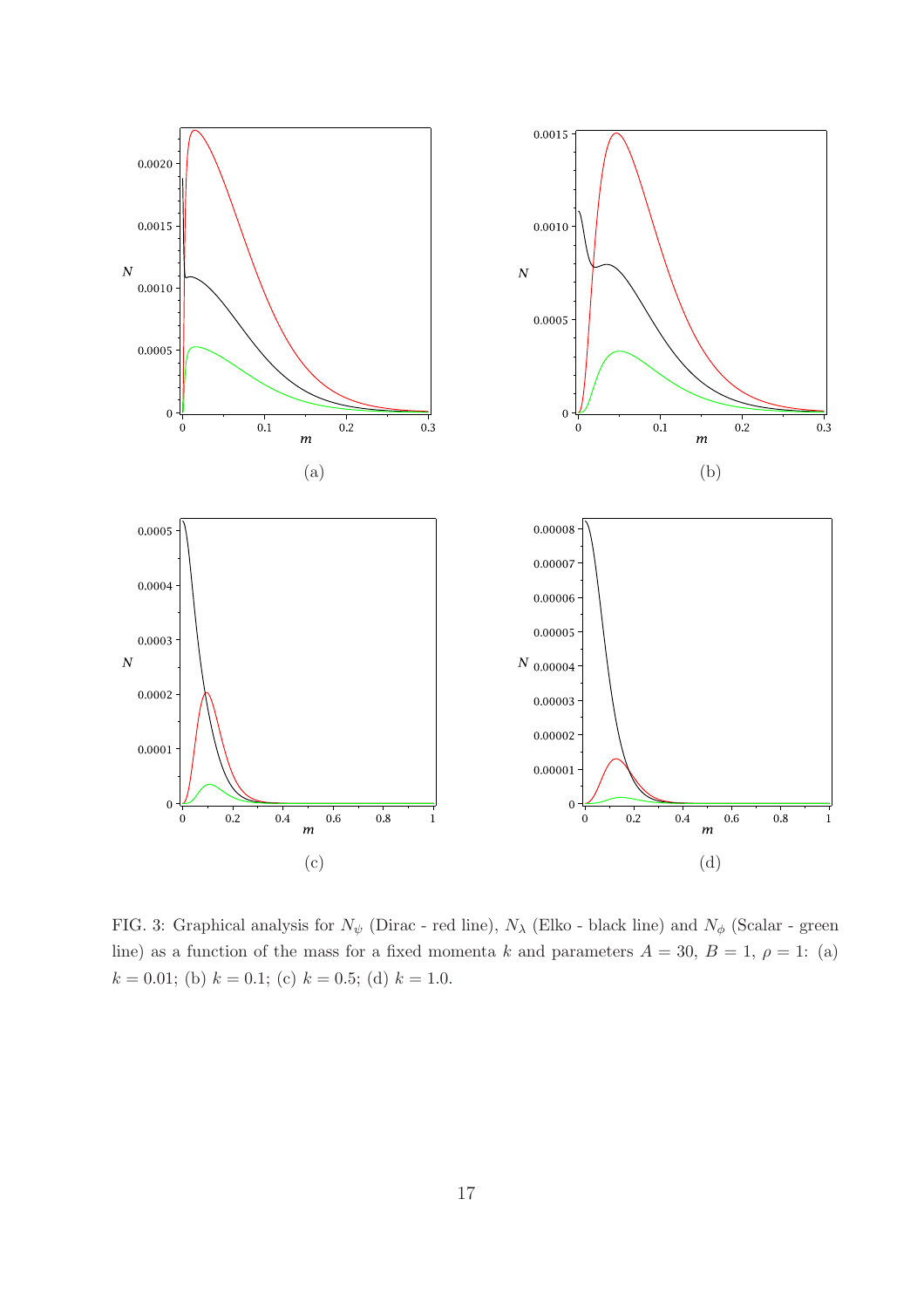FIG. 3: Graphical analysis for $N_\psi$ (Dirac - red line), $N_\lambda$ (Elko - black line) and $N_\phi$ (Scalar - green line) as a function of the mass for a fixed momenta $k$ and parameters $A = 30$, $B = 1$, $\rho = 1$: (a) $k = 0.01$; (b) $k = 0.1$; (c) $k = 0.5$; (d) $k = 1.0$.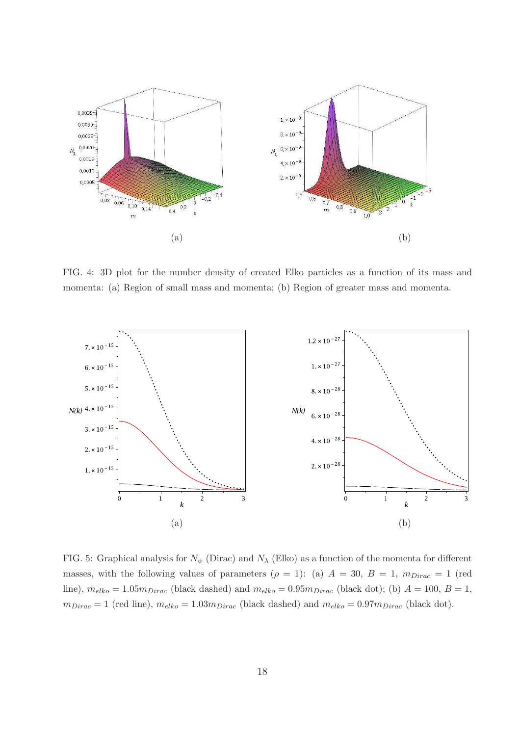(a)

(b)

FIG. 4: 3D plot for the number density of created Elko particles as a function of its mass and momenta: (a) Region of small mass and momenta; (b) Region of greater mass and momenta.

(a)

(b)

FIG. 5: Graphical analysis for $N_\psi$ (Dirac) and $N_\lambda$ (Elko) as a function of the momenta for different masses, with the following values of parameters ($\rho = 1$): (a) $A = 30$, $B = 1$, $m_{Dirac} = 1$ (red line), $m_{elko} = 1.05 m_{Dirac}$ (black dashed) and $m_{elko} = 0.95 m_{Dirac}$ (black dot); (b) $A = 100$, $B = 1$, $m_{Dirac} = 1$ (red line), $m_{elko} = 1.03 m_{Dirac}$ (black dashed) and $m_{elko} = 0.97 m_{Dirac}$ (black dot).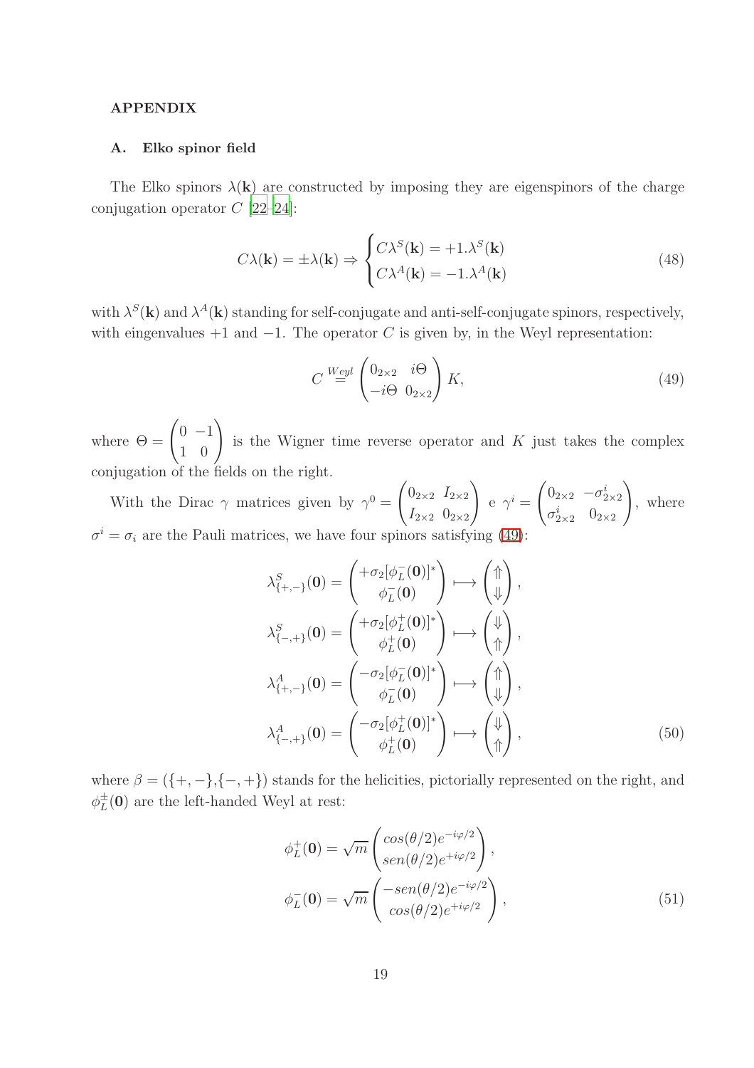## APPENDIX

### A. Elko spinor field

The Elko spinors $\lambda(\mathbf{k})$ are constructed by imposing they are eigenspinors of the charge conjugation operator $C$ [22–24]:

$$C\lambda(\mathbf{k}) = \pm\lambda(\mathbf{k}) \Rightarrow \begin{cases} C\lambda^S(\mathbf{k}) = +1.\lambda^S(\mathbf{k}) \\ C\lambda^A(\mathbf{k}) = -1.\lambda^A(\mathbf{k}) \end{cases} \tag{48}$$

with $\lambda^S(\mathbf{k})$ and $\lambda^A(\mathbf{k})$ standing for self-conjugate and anti-self-conjugate spinors, respectively, with eigenvalues $+1$ and $-1$. The operator $C$ is given by, in the Weyl representation:

$$C \overset{Weyl}{=} \begin{pmatrix} 0_{2\times 2} & i\Theta \\ -i\Theta & 0_{2\times 2} \end{pmatrix} K, \tag{49}$$

where $\Theta = \begin{pmatrix} 0 & -1 \\ 1 & 0 \end{pmatrix}$ is the Wigner time reverse operator and $K$ just takes the complex conjugation of the fields on the right.

With the Dirac $\gamma$ matrices given by $\gamma^0 = \begin{pmatrix} 0_{2\times 2} & I_{2\times 2} \\ I_{2\times 2} & 0_{2\times 2} \end{pmatrix}$ e $\gamma^i = \begin{pmatrix} 0_{2\times 2} & -\sigma^i_{2\times 2} \\ \sigma^i_{2\times 2} & 0_{2\times 2} \end{pmatrix}$, where $\sigma^i = \sigma_i$ are the Pauli matrices, we have four spinors satisfying (49):

$$\begin{aligned}
\lambda^S_{\{+,-\}}(\mathbf{0}) &= \begin{pmatrix} +\sigma_2[\phi^-_L(\mathbf{0})]^* \\ \phi^-_L(\mathbf{0}) \end{pmatrix} \longmapsto \begin{pmatrix} \Uparrow \\ \Downarrow \end{pmatrix}, \\
\lambda^S_{\{-,+\}}(\mathbf{0}) &= \begin{pmatrix} +\sigma_2[\phi^+_L(\mathbf{0})]^* \\ \phi^+_L(\mathbf{0}) \end{pmatrix} \longmapsto \begin{pmatrix} \Downarrow \\ \Uparrow \end{pmatrix}, \\
\lambda^A_{\{+,-\}}(\mathbf{0}) &= \begin{pmatrix} -\sigma_2[\phi^-_L(\mathbf{0})]^* \\ \phi^-_L(\mathbf{0}) \end{pmatrix} \longmapsto \begin{pmatrix} \Uparrow \\ \Downarrow \end{pmatrix}, \\
\lambda^A_{\{-,+\}}(\mathbf{0}) &= \begin{pmatrix} -\sigma_2[\phi^+_L(\mathbf{0})]^* \\ \phi^+_L(\mathbf{0}) \end{pmatrix} \longmapsto \begin{pmatrix} \Downarrow \\ \Uparrow \end{pmatrix},
\end{aligned} \tag{50}$$

where $\beta = (\{+,-\},\{-,+\})$ stands for the helicities, pictorially represented on the right, and $\phi^\pm_L(\mathbf{0})$ are the left-handed Weyl at rest:

$$\begin{aligned}
\phi^+_L(\mathbf{0}) &= \sqrt{m}\begin{pmatrix} cos(\theta/2)e^{-i\varphi/2} \\ sen(\theta/2)e^{+i\varphi/2} \end{pmatrix}, \\
\phi^-_L(\mathbf{0}) &= \sqrt{m}\begin{pmatrix} -sen(\theta/2)e^{-i\varphi/2} \\ cos(\theta/2)e^{+i\varphi/2} \end{pmatrix},
\end{aligned} \tag{51}$$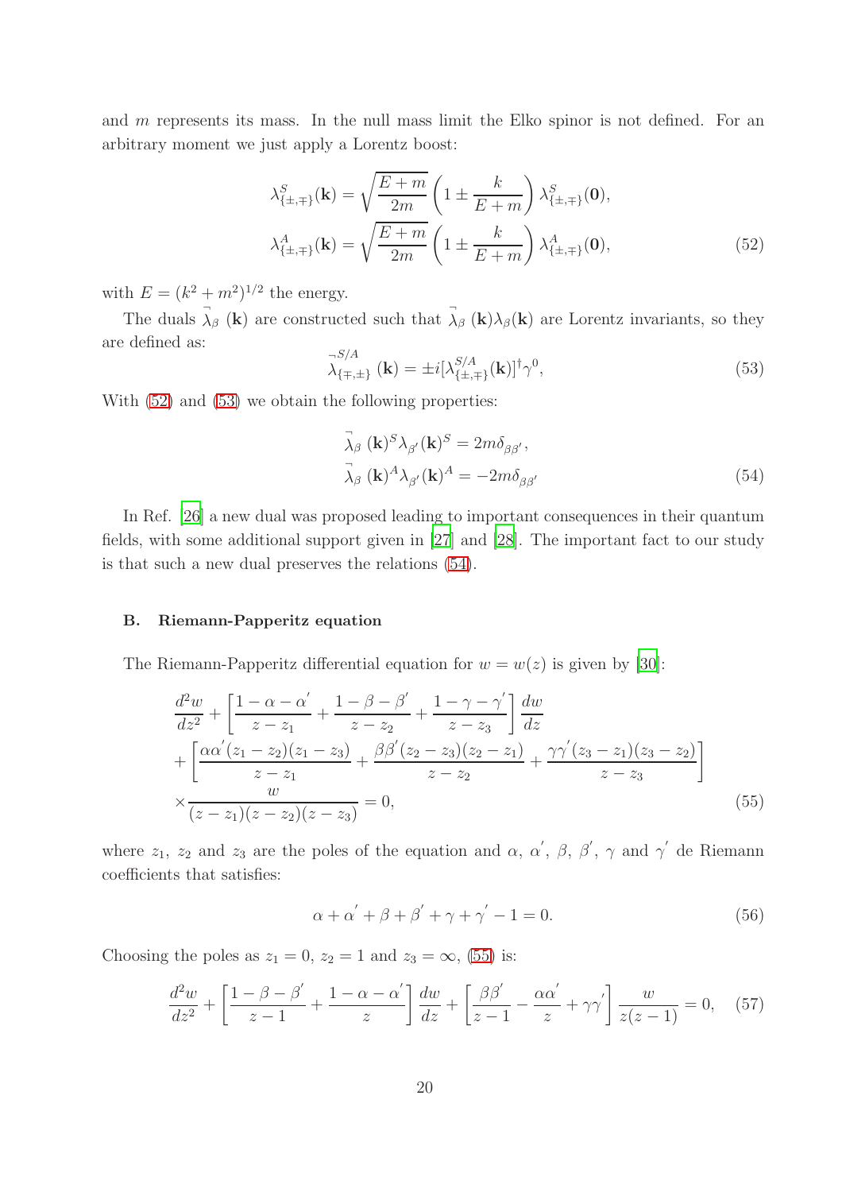and $m$ represents its mass. In the null mass limit the Elko spinor is not defined. For an arbitrary moment we just apply a Lorentz boost:

$$
\begin{aligned}
\lambda^S_{\{\pm,\mp\}}(\mathbf{k}) &= \sqrt{\frac{E+m}{2m}}\left(1 \pm \frac{k}{E+m}\right)\lambda^S_{\{\pm,\mp\}}(\mathbf{0}),\\
\lambda^A_{\{\pm,\mp\}}(\mathbf{k}) &= \sqrt{\frac{E+m}{2m}}\left(1 \pm \frac{k}{E+m}\right)\lambda^A_{\{\pm,\mp\}}(\mathbf{0}),
\end{aligned}
\tag{52}
$$

with $E = (k^2 + m^2)^{1/2}$ the energy.

The duals $\overset{\neg}{\lambda}_\beta(\mathbf{k})$ are constructed such that $\overset{\neg}{\lambda}_\beta(\mathbf{k})\lambda_\beta(\mathbf{k})$ are Lorentz invariants, so they are defined as:

$$
\overset{\neg}{\lambda}{}^{S/A}_{\{\mp,\pm\}}(\mathbf{k}) = \pm i[\lambda^{S/A}_{\{\pm,\mp\}}(\mathbf{k})]^\dagger \gamma^0,
\tag{53}
$$

With (52) and (53) we obtain the following properties:

$$
\begin{aligned}
\overset{\neg}{\lambda}_\beta(\mathbf{k})^S \lambda_{\beta'}(\mathbf{k})^S &= 2m\delta_{\beta\beta'},\\
\overset{\neg}{\lambda}_\beta(\mathbf{k})^A \lambda_{\beta'}(\mathbf{k})^A &= -2m\delta_{\beta\beta'}
\end{aligned}
\tag{54}
$$

In Ref. [26] a new dual was proposed leading to important consequences in their quantum fields, with some additional support given in [27] and [28]. The important fact to our study is that such a new dual preserves the relations (54).

### B. Riemann-Papperitz equation

The Riemann-Papperitz differential equation for $w = w(z)$ is given by [30]:

$$
\begin{aligned}
&\frac{d^2w}{dz^2} + \left[\frac{1-\alpha-\alpha'}{z-z_1} + \frac{1-\beta-\beta'}{z-z_2} + \frac{1-\gamma-\gamma'}{z-z_3}\right]\frac{dw}{dz}\\
&+\left[\frac{\alpha\alpha'(z_1-z_2)(z_1-z_3)}{z-z_1} + \frac{\beta\beta'(z_2-z_3)(z_2-z_1)}{z-z_2} + \frac{\gamma\gamma'(z_3-z_1)(z_3-z_2)}{z-z_3}\right]\\
&\times\frac{w}{(z-z_1)(z-z_2)(z-z_3)} = 0,
\end{aligned}
\tag{55}
$$

where $z_1$, $z_2$ and $z_3$ are the poles of the equation and $\alpha$, $\alpha'$, $\beta$, $\beta'$, $\gamma$ and $\gamma'$ de Riemann coefficients that satisfies:

$$
\alpha + \alpha' + \beta + \beta' + \gamma + \gamma' - 1 = 0.
\tag{56}
$$

Choosing the poles as $z_1 = 0$, $z_2 = 1$ and $z_3 = \infty$, (55) is:

$$
\frac{d^2w}{dz^2} + \left[\frac{1-\beta-\beta'}{z-1} + \frac{1-\alpha-\alpha'}{z}\right]\frac{dw}{dz} + \left[\frac{\beta\beta'}{z-1} - \frac{\alpha\alpha'}{z} + \gamma\gamma'\right]\frac{w}{z(z-1)} = 0,
\tag{57}
$$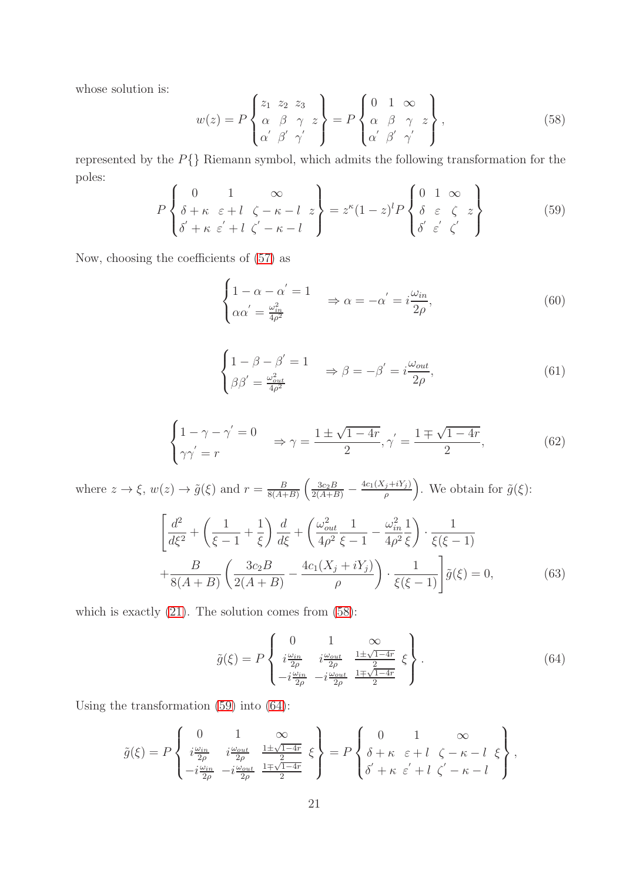whose solution is:

$$
w(z) = P \begin{Bmatrix} z_1 & z_2 & z_3 & \\ \alpha & \beta & \gamma & z \\ \alpha^{'} & \beta^{'} & \gamma^{'} & \end{Bmatrix} = P \begin{Bmatrix} 0 & 1 & \infty & \\ \alpha & \beta & \gamma & z \\ \alpha^{'} & \beta^{'} & \gamma^{'} & \end{Bmatrix}, \tag{58}
$$

represented by the $P\{\}$ Riemann symbol, which admits the following transformation for the poles:

$$
P \begin{Bmatrix} 0 & 1 & \infty & \\ \delta + \kappa & \varepsilon + l & \zeta - \kappa - l & z \\ \delta^{'} + \kappa & \varepsilon^{'} + l & \zeta^{'} - \kappa - l & \end{Bmatrix} = z^{\kappa}(1-z)^{l} P \begin{Bmatrix} 0 & 1 & \infty & \\ \delta & \varepsilon & \zeta & z \\ \delta^{'} & \varepsilon^{'} & \zeta^{'} & \end{Bmatrix} \tag{59}
$$

Now, choosing the coefficients of (57) as

$$
\begin{cases} 1 - \alpha - \alpha^{'} = 1 \\ \alpha\alpha^{'} = \frac{\omega_{in}^2}{4\rho^2} \end{cases} \Rightarrow \alpha = -\alpha^{'} = i\frac{\omega_{in}}{2\rho}, \tag{60}
$$

$$
\begin{cases} 1 - \beta - \beta^{'} = 1 \\ \beta\beta^{'} = \frac{\omega_{out}^2}{4\rho^2} \end{cases} \Rightarrow \beta = -\beta^{'} = i\frac{\omega_{out}}{2\rho}, \tag{61}
$$

$$
\begin{cases} 1 - \gamma - \gamma^{'} = 0 \\ \gamma\gamma^{'} = r \end{cases} \Rightarrow \gamma = \frac{1 \pm \sqrt{1-4r}}{2}, \gamma^{'} = \frac{1 \mp \sqrt{1-4r}}{2}, \tag{62}
$$

where $z \to \xi$, $w(z) \to \tilde{g}(\xi)$ and $r = \frac{B}{8(A+B)}\left(\frac{3c_2 B}{2(A+B)} - \frac{4c_1(X_j + iY_j)}{\rho}\right)$. We obtain for $\tilde{g}(\xi)$:

$$
\begin{aligned}
&\left[\frac{d^2}{d\xi^2} + \left(\frac{1}{\xi - 1} + \frac{1}{\xi}\right)\frac{d}{d\xi} + \left(\frac{\omega_{out}^2}{4\rho^2}\frac{1}{\xi - 1} - \frac{\omega_{in}^2}{4\rho^2}\frac{1}{\xi}\right) \cdot \frac{1}{\xi(\xi - 1)}\right. \\
&\left. + \frac{B}{8(A+B)}\left(\frac{3c_2 B}{2(A+B)} - \frac{4c_1(X_j + iY_j)}{\rho}\right) \cdot \frac{1}{\xi(\xi - 1)}\right]\tilde{g}(\xi) = 0,
\end{aligned} \tag{63}
$$

which is exactly (21). The solution comes from (58):

$$
\tilde{g}(\xi) = P \begin{Bmatrix} 0 & 1 & \infty & \\ i\frac{\omega_{in}}{2\rho} & i\frac{\omega_{out}}{2\rho} & \frac{1 \pm \sqrt{1-4r}}{2} & \xi \\ -i\frac{\omega_{in}}{2\rho} & -i\frac{\omega_{out}}{2\rho} & \frac{1 \mp \sqrt{1-4r}}{2} & \end{Bmatrix}. \tag{64}
$$

Using the transformation (59) into (64):

$$
\tilde{g}(\xi) = P \begin{Bmatrix} 0 & 1 & \infty & \\ i\frac{\omega_{in}}{2\rho} & i\frac{\omega_{out}}{2\rho} & \frac{1 \pm \sqrt{1-4r}}{2} & \xi \\ -i\frac{\omega_{in}}{2\rho} & -i\frac{\omega_{out}}{2\rho} & \frac{1 \mp \sqrt{1-4r}}{2} & \end{Bmatrix} = P \begin{Bmatrix} 0 & 1 & \infty & \\ \delta + \kappa & \varepsilon + l & \zeta - \kappa - l & \xi \\ \delta^{'} + \kappa & \varepsilon^{'} + l & \zeta^{'} - \kappa - l & \end{Bmatrix},
$$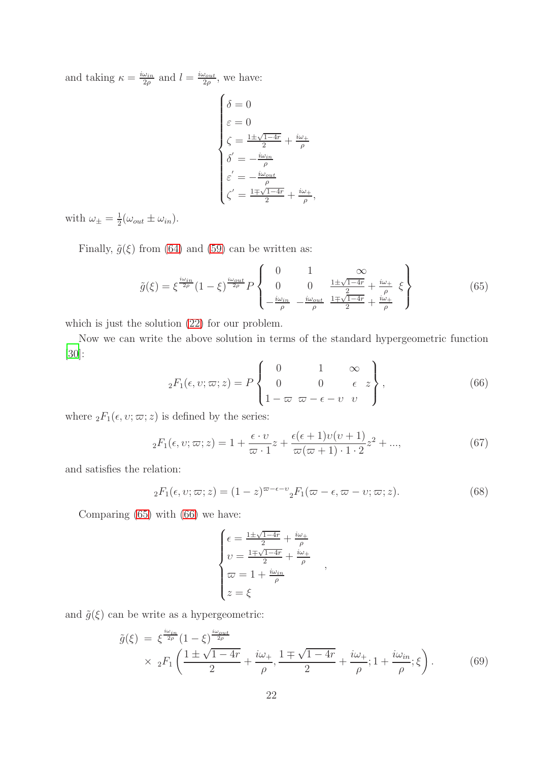and taking $\kappa = \frac{i\omega_{in}}{2\rho}$ and $l = \frac{i\omega_{out}}{2\rho}$, we have:

$$
\begin{cases}
\delta = 0 \\
\varepsilon = 0 \\
\zeta = \frac{1\pm\sqrt{1-4r}}{2} + \frac{i\omega_+}{\rho} \\
\delta' = -\frac{i\omega_{in}}{\rho} \\
\varepsilon' = -\frac{i\omega_{out}}{\rho} \\
\zeta' = \frac{1\mp\sqrt{1-4r}}{2} + \frac{i\omega_+}{\rho},
\end{cases}
$$

with $\omega_\pm = \frac{1}{2}(\omega_{out} \pm \omega_{in})$.

Finally, $\tilde{g}(\xi)$ from (64) and (59) can be written as:

$$
\tilde{g}(\xi) = \xi^{\frac{i\omega_{in}}{2\rho}}(1-\xi)^{\frac{i\omega_{out}}{2\rho}} P \begin{Bmatrix} 0 & 1 & \infty & \\ 0 & 0 & \frac{1\pm\sqrt{1-4r}}{2} + \frac{i\omega_+}{\rho} & \xi \\ -\frac{i\omega_{in}}{\rho} & -\frac{i\omega_{out}}{\rho} & \frac{1\mp\sqrt{1-4r}}{2} + \frac{i\omega_+}{\rho} & \end{Bmatrix} \tag{65}
$$

which is just the solution (22) for our problem.

Now we can write the above solution in terms of the standard hypergeometric function [30]:

$$
{}_2F_1(\epsilon, \upsilon; \varpi; z) = P \begin{Bmatrix} 0 & 1 & \infty & \\ 0 & 0 & \epsilon & z \\ 1-\varpi & \varpi-\epsilon-\upsilon & \upsilon & \end{Bmatrix}, \tag{66}
$$

where ${}_2F_1(\epsilon, \upsilon; \varpi; z)$ is defined by the series:

$$
{}_2F_1(\epsilon, \upsilon; \varpi; z) = 1 + \frac{\epsilon \cdot \upsilon}{\varpi \cdot 1} z + \frac{\epsilon(\epsilon+1)\upsilon(\upsilon+1)}{\varpi(\varpi+1)\cdot 1 \cdot 2} z^2 + ..., \tag{67}
$$

and satisfies the relation:

$$
{}_2F_1(\epsilon, \upsilon; \varpi; z) = (1-z)^{\varpi-\epsilon-\upsilon} {}_2F_1(\varpi-\epsilon, \varpi-\upsilon; \varpi; z). \tag{68}
$$

Comparing (65) with (66) we have:

$$
\begin{cases}
\epsilon = \frac{1\pm\sqrt{1-4r}}{2} + \frac{i\omega_+}{\rho} \\
\upsilon = \frac{1\mp\sqrt{1-4r}}{2} + \frac{i\omega_+}{\rho} \\
\varpi = 1 + \frac{i\omega_{in}}{\rho} \\
z = \xi
\end{cases},
$$

and $\tilde{g}(\xi)$ can be write as a hypergeometric:

$$
\begin{aligned}
\tilde{g}(\xi) &= \xi^{\frac{i\omega_{in}}{2\rho}}(1-\xi)^{\frac{i\omega_{out}}{2\rho}} \\
&\times \ {}_2F_1\left(\frac{1\pm\sqrt{1-4r}}{2} + \frac{i\omega_+}{\rho}, \frac{1\mp\sqrt{1-4r}}{2} + \frac{i\omega_+}{\rho}; 1 + \frac{i\omega_{in}}{\rho}; \xi\right).
\end{aligned} \tag{69}
$$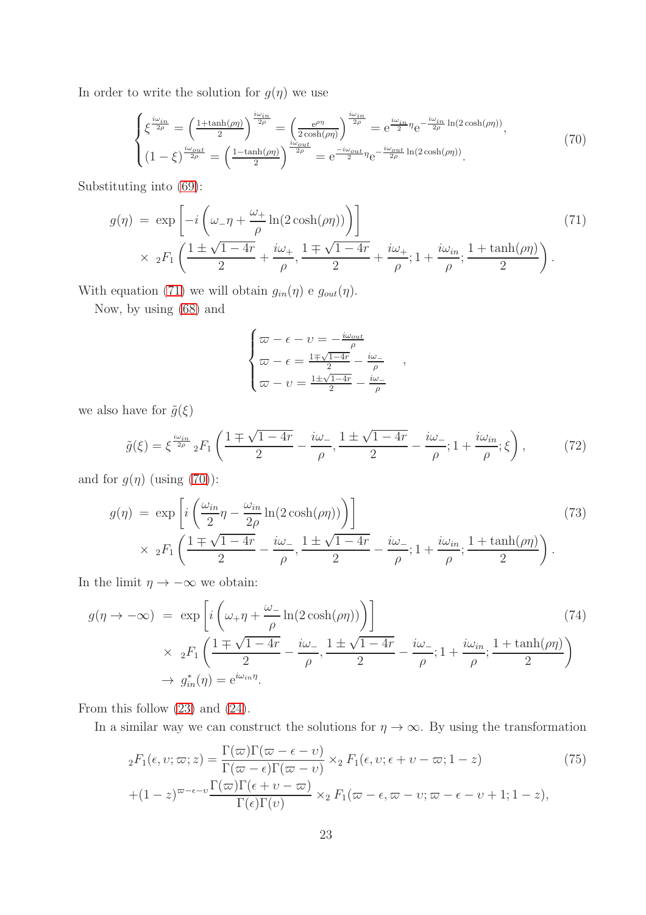In order to write the solution for $g(\eta)$ we use

$$
\begin{cases}
\xi^{\frac{i\omega_{in}}{2\rho}} = \left(\frac{1+\tanh(\rho\eta)}{2}\right)^{\frac{i\omega_{in}}{2\rho}} = \left(\frac{\mathrm{e}^{\rho\eta}}{2\cosh(\rho\eta)}\right)^{\frac{i\omega_{in}}{2\rho}} = \mathrm{e}^{\frac{i\omega_{in}}{2}\eta}\mathrm{e}^{-\frac{i\omega_{in}}{2\rho}\ln(2\cosh(\rho\eta))}, \\
(1-\xi)^{\frac{i\omega_{out}}{2\rho}} = \left(\frac{1-\tanh(\rho\eta)}{2}\right)^{\frac{i\omega_{out}}{2\rho}} = \mathrm{e}^{\frac{-i\omega_{out}}{2}\eta}\mathrm{e}^{-\frac{i\omega_{out}}{2\rho}\ln(2\cosh(\rho\eta))}.
\end{cases}
\tag{70}
$$

Substituting into (69):

$$
\begin{aligned}
g(\eta) \;&=\; \exp\left[-i\left(\omega_{-}\eta + \frac{\omega_{+}}{\rho}\ln(2\cosh(\rho\eta))\right)\right] \\
&\times\; {}_2F_1\left(\frac{1\pm\sqrt{1-4r}}{2} + \frac{i\omega_{+}}{\rho}, \frac{1\mp\sqrt{1-4r}}{2} + \frac{i\omega_{+}}{\rho}; 1+\frac{i\omega_{in}}{\rho}; \frac{1+\tanh(\rho\eta)}{2}\right).
\end{aligned}
\tag{71}
$$

With equation (71) we will obtain $g_{in}(\eta)$ e $g_{out}(\eta)$.

Now, by using (68) and

$$
\begin{cases}
\varpi - \epsilon - \upsilon = -\frac{i\omega_{out}}{\rho} \\
\varpi - \epsilon = \frac{1\mp\sqrt{1-4r}}{2} - \frac{i\omega_{-}}{\rho} \\
\varpi - \upsilon = \frac{1\pm\sqrt{1-4r}}{2} - \frac{i\omega_{-}}{\rho}
\end{cases},
$$

we also have for $\tilde{g}(\xi)$

$$
\tilde{g}(\xi) = \xi^{\frac{i\omega_{in}}{2\rho}}\, {}_2F_1\left(\frac{1\mp\sqrt{1-4r}}{2} - \frac{i\omega_{-}}{\rho}, \frac{1\pm\sqrt{1-4r}}{2} - \frac{i\omega_{-}}{\rho}; 1+\frac{i\omega_{in}}{\rho}; \xi\right),
\tag{72}
$$

and for $g(\eta)$ (using (70)):

$$
\begin{aligned}
g(\eta) \;&=\; \exp\left[i\left(\frac{\omega_{in}}{2}\eta - \frac{\omega_{in}}{2\rho}\ln(2\cosh(\rho\eta))\right)\right] \\
&\times\; {}_2F_1\left(\frac{1\mp\sqrt{1-4r}}{2} - \frac{i\omega_{-}}{\rho}, \frac{1\pm\sqrt{1-4r}}{2} - \frac{i\omega_{-}}{\rho}; 1+\frac{i\omega_{in}}{\rho}; \frac{1+\tanh(\rho\eta)}{2}\right).
\end{aligned}
\tag{73}
$$

In the limit $\eta \to -\infty$ we obtain:

$$
\begin{aligned}
g(\eta\to-\infty) \;&=\; \exp\left[i\left(\omega_{+}\eta + \frac{\omega_{-}}{\rho}\ln(2\cosh(\rho\eta))\right)\right] \\
&\times\; {}_2F_1\left(\frac{1\mp\sqrt{1-4r}}{2} - \frac{i\omega_{-}}{\rho}, \frac{1\pm\sqrt{1-4r}}{2} - \frac{i\omega_{-}}{\rho}; 1+\frac{i\omega_{in}}{\rho}; \frac{1+\tanh(\rho\eta)}{2}\right) \\
&\to\; g^{*}_{in}(\eta) = \mathrm{e}^{i\omega_{in}\eta}.
\end{aligned}
\tag{74}
$$

From this follow (23) and (24).

In a similar way we can construct the solutions for $\eta \to \infty$. By using the transformation

$$
\begin{aligned}
&{}_2F_1(\epsilon, \upsilon; \varpi; z) = \frac{\Gamma(\varpi)\Gamma(\varpi-\epsilon-\upsilon)}{\Gamma(\varpi-\epsilon)\Gamma(\varpi-\upsilon)} \times {}_2F_1(\epsilon, \upsilon; \epsilon+\upsilon-\varpi; 1-z) \\
&+(1-z)^{\varpi-\epsilon-\upsilon}\frac{\Gamma(\varpi)\Gamma(\epsilon+\upsilon-\varpi)}{\Gamma(\epsilon)\Gamma(\upsilon)} \times {}_2F_1(\varpi-\epsilon, \varpi-\upsilon; \varpi-\epsilon-\upsilon+1; 1-z),
\end{aligned}
\tag{75}
$$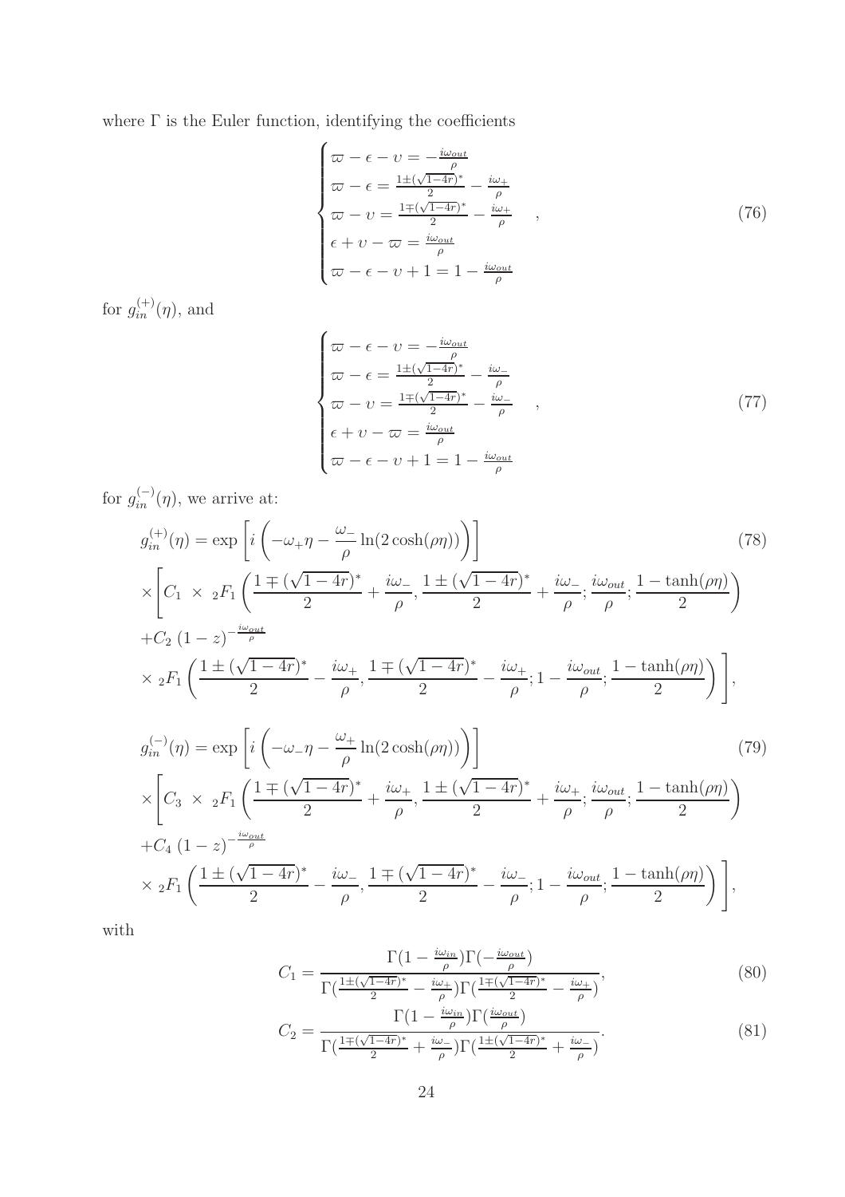where $\Gamma$ is the Euler function, identifying the coefficients

$$
\begin{cases}
\varpi - \epsilon - \upsilon = -\frac{i\omega_{out}}{\rho} \\
\varpi - \epsilon = \frac{1 \pm (\sqrt{1-4r})^*}{2} - \frac{i\omega_+}{\rho} \\
\varpi - \upsilon = \frac{1 \mp (\sqrt{1-4r})^*}{2} - \frac{i\omega_+}{\rho} \\
\epsilon + \upsilon - \varpi = \frac{i\omega_{out}}{\rho} \\
\varpi - \epsilon - \upsilon + 1 = 1 - \frac{i\omega_{out}}{\rho}
\end{cases}, \tag{76}
$$

for $g_{in}^{(+)}(\eta)$, and

$$
\begin{cases}
\varpi - \epsilon - \upsilon = -\frac{i\omega_{out}}{\rho} \\
\varpi - \epsilon = \frac{1 \pm (\sqrt{1-4r})^*}{2} - \frac{i\omega_-}{\rho} \\
\varpi - \upsilon = \frac{1 \mp (\sqrt{1-4r})^*}{2} - \frac{i\omega_-}{\rho} \\
\epsilon + \upsilon - \varpi = \frac{i\omega_{out}}{\rho} \\
\varpi - \epsilon - \upsilon + 1 = 1 - \frac{i\omega_{out}}{\rho}
\end{cases}, \tag{77}
$$

for $g_{in}^{(-)}(\eta)$, we arrive at:

$$
\begin{aligned}
g_{in}^{(+)}(\eta) &= \exp\left[i\left(-\omega_+\eta - \frac{\omega_-}{\rho}\ln(2\cosh(\rho\eta))\right)\right] \\
&\times \Bigg[C_1 \times {}_2F_1\left(\frac{1 \mp (\sqrt{1-4r})^*}{2} + \frac{i\omega_-}{\rho}, \frac{1 \pm (\sqrt{1-4r})^*}{2} + \frac{i\omega_-}{\rho}; \frac{i\omega_{out}}{\rho}; \frac{1-\tanh(\rho\eta)}{2}\right) \\
&+ C_2\,(1-z)^{-\frac{i\omega_{out}}{\rho}} \\
&\times {}_2F_1\left(\frac{1 \pm (\sqrt{1-4r})^*}{2} - \frac{i\omega_+}{\rho}, \frac{1 \mp (\sqrt{1-4r})^*}{2} - \frac{i\omega_+}{\rho}; 1 - \frac{i\omega_{out}}{\rho}; \frac{1-\tanh(\rho\eta)}{2}\right)\Bigg],
\end{aligned} \tag{78}
$$

$$
\begin{aligned}
g_{in}^{(-)}(\eta) &= \exp\left[i\left(-\omega_-\eta - \frac{\omega_+}{\rho}\ln(2\cosh(\rho\eta))\right)\right] \\
&\times \Bigg[C_3 \times {}_2F_1\left(\frac{1 \mp (\sqrt{1-4r})^*}{2} + \frac{i\omega_+}{\rho}, \frac{1 \pm (\sqrt{1-4r})^*}{2} + \frac{i\omega_+}{\rho}; \frac{i\omega_{out}}{\rho}; \frac{1-\tanh(\rho\eta)}{2}\right) \\
&+ C_4\,(1-z)^{-\frac{i\omega_{out}}{\rho}} \\
&\times {}_2F_1\left(\frac{1 \pm (\sqrt{1-4r})^*}{2} - \frac{i\omega_-}{\rho}, \frac{1 \mp (\sqrt{1-4r})^*}{2} - \frac{i\omega_-}{\rho}; 1 - \frac{i\omega_{out}}{\rho}; \frac{1-\tanh(\rho\eta)}{2}\right)\Bigg],
\end{aligned} \tag{79}
$$

with

$$
C_1 = \frac{\Gamma(1 - \frac{i\omega_{in}}{\rho})\Gamma(-\frac{i\omega_{out}}{\rho})}{\Gamma(\frac{1 \pm (\sqrt{1-4r})^*}{2} - \frac{i\omega_+}{\rho})\Gamma(\frac{1 \mp (\sqrt{1-4r})^*}{2} - \frac{i\omega_+}{\rho})}, \tag{80}
$$

$$
C_2 = \frac{\Gamma(1 - \frac{i\omega_{in}}{\rho})\Gamma(\frac{i\omega_{out}}{\rho})}{\Gamma(\frac{1 \mp (\sqrt{1-4r})^*}{2} + \frac{i\omega_-}{\rho})\Gamma(\frac{1 \pm (\sqrt{1-4r})^*}{2} + \frac{i\omega_-}{\rho})}. \tag{81}
$$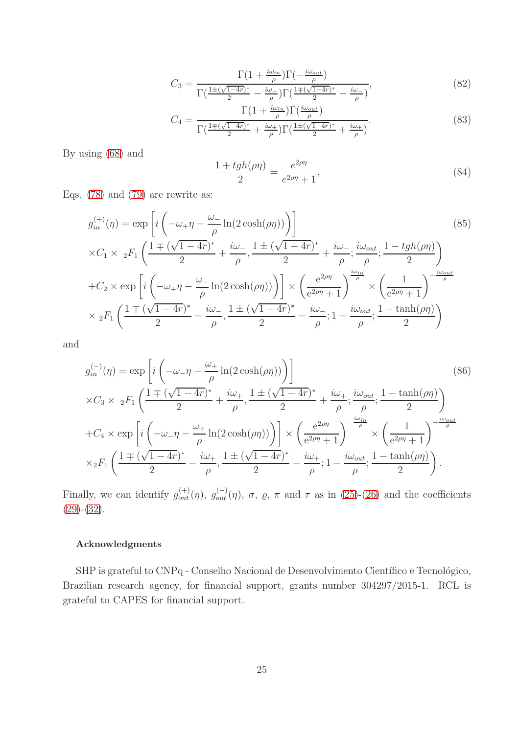$$C_3 = \frac{\Gamma(1+\frac{i\omega_{in}}{\rho})\Gamma(-\frac{i\omega_{out}}{\rho})}{\Gamma(\frac{1\pm(\sqrt{1-4r})^*}{2}-\frac{i\omega_-}{\rho})\Gamma(\frac{1\mp(\sqrt{1-4r})^*}{2}-\frac{i\omega_-}{\rho})}, \tag{82}$$

$$C_4 = \frac{\Gamma(1+\frac{i\omega_{in}}{\rho})\Gamma(\frac{i\omega_{out}}{\rho})}{\Gamma(\frac{1\mp(\sqrt{1-4r})^*}{2}+\frac{i\omega_+}{\rho})\Gamma(\frac{1\pm(\sqrt{1-4r})^*}{2}+\frac{i\omega_+}{\rho})}. \tag{83}$$

By using (68) and

$$\frac{1+tgh(\rho\eta)}{2} = \frac{e^{2\rho\eta}}{e^{2\rho\eta}+1}, \tag{84}$$

Eqs. (78) and (79) are rewrite as:

$$\begin{aligned}
g_{in}^{(+)}(\eta) &= \exp\left[i\left(-\omega_+\eta - \frac{\omega_-}{\rho}\ln(2\cosh(\rho\eta))\right)\right] \\
&\times C_1 \times {}_2F_1\left(\frac{1\mp(\sqrt{1-4r})^*}{2}+\frac{i\omega_-}{\rho}, \frac{1\pm(\sqrt{1-4r})^*}{2}+\frac{i\omega_-}{\rho}; \frac{i\omega_{out}}{\rho}; \frac{1-tgh(\rho\eta)}{2}\right) \\
&+ C_2 \times \exp\left[i\left(-\omega_+\eta - \frac{\omega_-}{\rho}\ln(2\cosh(\rho\eta))\right)\right] \times \left(\frac{e^{2\rho\eta}}{e^{2\rho\eta}+1}\right)^{\frac{i\omega_{in}}{\rho}} \times \left(\frac{1}{e^{2\rho\eta}+1}\right)^{-\frac{i\omega_{out}}{\rho}} \\
&\times {}_2F_1\left(\frac{1\mp(\sqrt{1-4r})^*}{2}-\frac{i\omega_-}{\rho}, \frac{1\pm(\sqrt{1-4r})^*}{2}-\frac{i\omega_-}{\rho}; 1-\frac{i\omega_{out}}{\rho}; \frac{1-\tanh(\rho\eta)}{2}\right)
\end{aligned} \tag{85}$$

and

$$\begin{aligned}
g_{in}^{(-)}(\eta) &= \exp\left[i\left(-\omega_-\eta - \frac{\omega_+}{\rho}\ln(2\cosh(\rho\eta))\right)\right] \\
&\times C_3 \times {}_2F_1\left(\frac{1\mp(\sqrt{1-4r})^*}{2}+\frac{i\omega_+}{\rho}, \frac{1\pm(\sqrt{1-4r})^*}{2}+\frac{i\omega_+}{\rho}; \frac{i\omega_{out}}{\rho}; \frac{1-\tanh(\rho\eta)}{2}\right) \\
&+ C_4 \times \exp\left[i\left(-\omega_-\eta - \frac{\omega_+}{\rho}\ln(2\cosh(\rho\eta))\right)\right] \times \left(\frac{e^{2\rho\eta}}{e^{2\rho\eta}+1}\right)^{-\frac{i\omega_{in}}{\rho}} \times \left(\frac{1}{e^{2\rho\eta}+1}\right)^{-\frac{i\omega_{out}}{\rho}} \\
&\times {}_2F_1\left(\frac{1\mp(\sqrt{1-4r})^*}{2}-\frac{i\omega_+}{\rho}, \frac{1\pm(\sqrt{1-4r})^*}{2}-\frac{i\omega_+}{\rho}; 1-\frac{i\omega_{out}}{\rho}; \frac{1-\tanh(\rho\eta)}{2}\right).
\end{aligned} \tag{86}$$

Finally, we can identify $g_{out}^{(+)}(\eta)$, $g_{out}^{(-)}(\eta)$, $\sigma$, $\varrho$, $\pi$ and $\tau$ as in (25)-(26) and the coefficients (29)-(32).

#### Acknowledgments

SHP is grateful to CNPq - Conselho Nacional de Desenvolvimento Científico e Tecnológico, Brazilian research agency, for financial support, grants number 304297/2015-1. RCL is grateful to CAPES for financial support.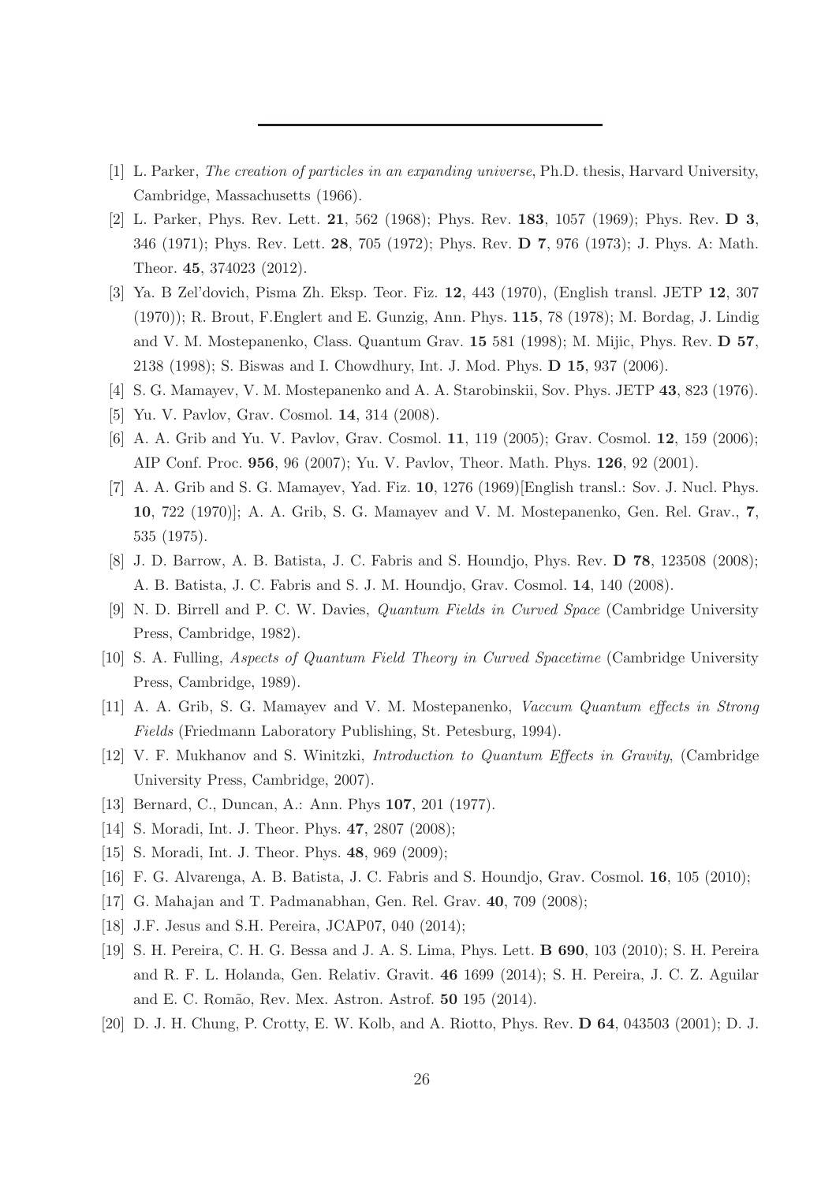---

[1] L. Parker, *The creation of particles in an expanding universe*, Ph.D. thesis, Harvard University, Cambridge, Massachusetts (1966).

[2] L. Parker, Phys. Rev. Lett. **21**, 562 (1968); Phys. Rev. **183**, 1057 (1969); Phys. Rev. **D 3**, 346 (1971); Phys. Rev. Lett. **28**, 705 (1972); Phys. Rev. **D 7**, 976 (1973); J. Phys. A: Math. Theor. **45**, 374023 (2012).

[3] Ya. B Zel'dovich, Pisma Zh. Eksp. Teor. Fiz. **12**, 443 (1970), (English transl. JETP **12**, 307 (1970)); R. Brout, F.Englert and E. Gunzig, Ann. Phys. **115**, 78 (1978); M. Bordag, J. Lindig and V. M. Mostepanenko, Class. Quantum Grav. **15** 581 (1998); M. Mijic, Phys. Rev. **D 57**, 2138 (1998); S. Biswas and I. Chowdhury, Int. J. Mod. Phys. **D 15**, 937 (2006).

[4] S. G. Mamayev, V. M. Mostepanenko and A. A. Starobinskii, Sov. Phys. JETP **43**, 823 (1976).

[5] Yu. V. Pavlov, Grav. Cosmol. **14**, 314 (2008).

[6] A. A. Grib and Yu. V. Pavlov, Grav. Cosmol. **11**, 119 (2005); Grav. Cosmol. **12**, 159 (2006); AIP Conf. Proc. **956**, 96 (2007); Yu. V. Pavlov, Theor. Math. Phys. **126**, 92 (2001).

[7] A. A. Grib and S. G. Mamayev, Yad. Fiz. **10**, 1276 (1969)[English transl.: Sov. J. Nucl. Phys. **10**, 722 (1970)]; A. A. Grib, S. G. Mamayev and V. M. Mostepanenko, Gen. Rel. Grav., **7**, 535 (1975).

[8] J. D. Barrow, A. B. Batista, J. C. Fabris and S. Houndjo, Phys. Rev. **D 78**, 123508 (2008); A. B. Batista, J. C. Fabris and S. J. M. Houndjo, Grav. Cosmol. **14**, 140 (2008).

[9] N. D. Birrell and P. C. W. Davies, *Quantum Fields in Curved Space* (Cambridge University Press, Cambridge, 1982).

[10] S. A. Fulling, *Aspects of Quantum Field Theory in Curved Spacetime* (Cambridge University Press, Cambridge, 1989).

[11] A. A. Grib, S. G. Mamayev and V. M. Mostepanenko, *Vaccum Quantum effects in Strong Fields* (Friedmann Laboratory Publishing, St. Petesburg, 1994).

[12] V. F. Mukhanov and S. Winitzki, *Introduction to Quantum Effects in Gravity*, (Cambridge University Press, Cambridge, 2007).

[13] Bernard, C., Duncan, A.: Ann. Phys **107**, 201 (1977).

[14] S. Moradi, Int. J. Theor. Phys. **47**, 2807 (2008);

[15] S. Moradi, Int. J. Theor. Phys. **48**, 969 (2009);

[16] F. G. Alvarenga, A. B. Batista, J. C. Fabris and S. Houndjo, Grav. Cosmol. **16**, 105 (2010);

[17] G. Mahajan and T. Padmanabhan, Gen. Rel. Grav. **40**, 709 (2008);

[18] J.F. Jesus and S.H. Pereira, JCAP07, 040 (2014);

[19] S. H. Pereira, C. H. G. Bessa and J. A. S. Lima, Phys. Lett. **B 690**, 103 (2010); S. H. Pereira and R. F. L. Holanda, Gen. Relativ. Gravit. **46** 1699 (2014); S. H. Pereira, J. C. Z. Aguilar and E. C. Romão, Rev. Mex. Astron. Astrof. **50** 195 (2014).

[20] D. J. H. Chung, P. Crotty, E. W. Kolb, and A. Riotto, Phys. Rev. **D 64**, 043503 (2001); D. J.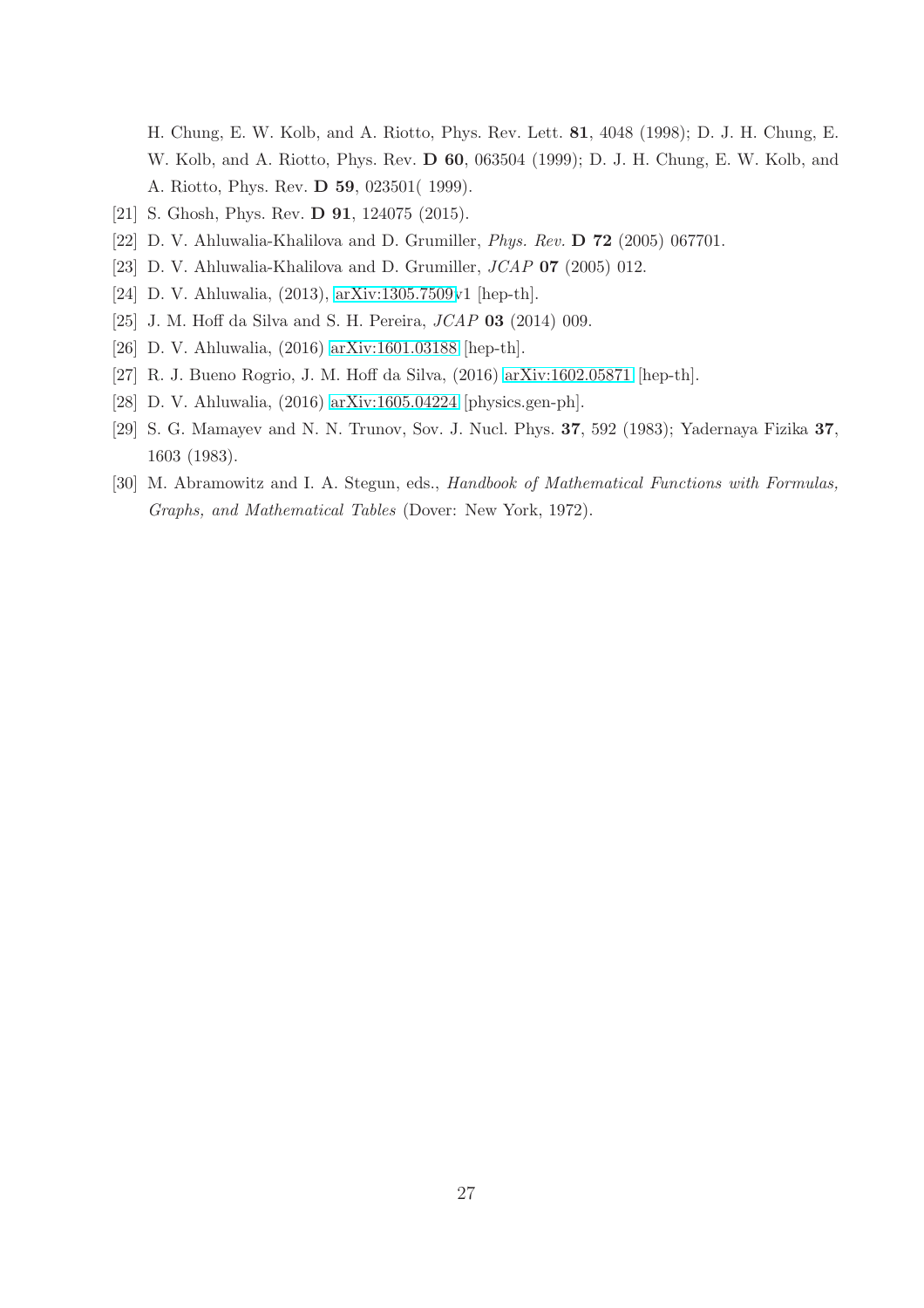H. Chung, E. W. Kolb, and A. Riotto, Phys. Rev. Lett. **81**, 4048 (1998); D. J. H. Chung, E. W. Kolb, and A. Riotto, Phys. Rev. **D 60**, 063504 (1999); D. J. H. Chung, E. W. Kolb, and A. Riotto, Phys. Rev. **D 59**, 023501( 1999).

[21] S. Ghosh, Phys. Rev. **D 91**, 124075 (2015).

[22] D. V. Ahluwalia-Khalilova and D. Grumiller, *Phys. Rev.* **D 72** (2005) 067701.

[23] D. V. Ahluwalia-Khalilova and D. Grumiller, *JCAP* **07** (2005) 012.

[24] D. V. Ahluwalia, (2013), arXiv:1305.7509v1 [hep-th].

[25] J. M. Hoff da Silva and S. H. Pereira, *JCAP* **03** (2014) 009.

[26] D. V. Ahluwalia, (2016) arXiv:1601.03188 [hep-th].

[27] R. J. Bueno Rogrio, J. M. Hoff da Silva, (2016) arXiv:1602.05871 [hep-th].

[28] D. V. Ahluwalia, (2016) arXiv:1605.04224 [physics.gen-ph].

[29] S. G. Mamayev and N. N. Trunov, Sov. J. Nucl. Phys. **37**, 592 (1983); Yadernaya Fizika **37**, 1603 (1983).

[30] M. Abramowitz and I. A. Stegun, eds., *Handbook of Mathematical Functions with Formulas, Graphs, and Mathematical Tables* (Dover: New York, 1972).